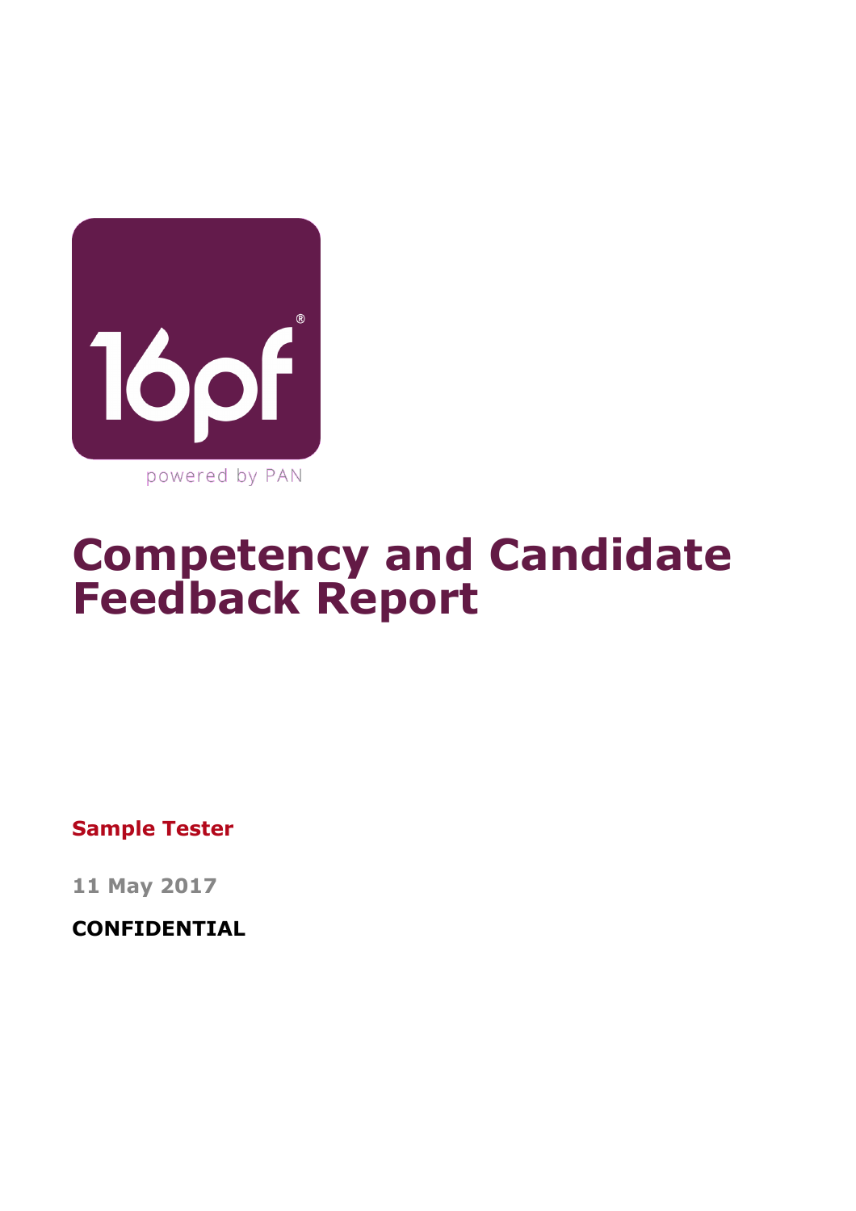16pf®

powered by PAN

# Competency and Candidate Feedback Report

**Sample Tester**

**11 May 2017**

**CONFIDENTIAL**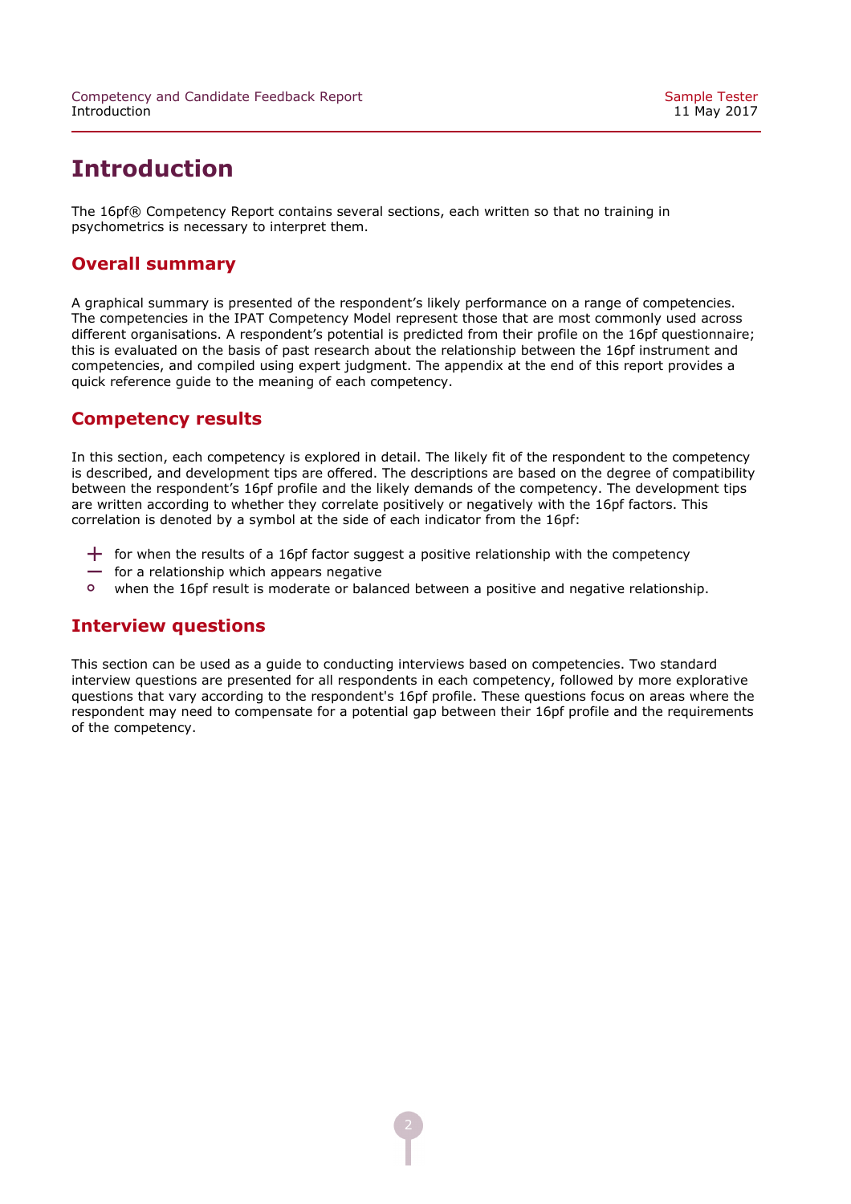# Introduction

The 16pf® Competency Report contains several sections, each written so that no training in psychometrics is necessary to interpret them.

## Overall summary

A graphical summary is presented of the respondent's likely performance on a range of competencies. The competencies in the IPAT Competency Model represent those that are most commonly used across different organisations. A respondent's potential is predicted from their profile on the 16pf questionnaire; this is evaluated on the basis of past research about the relationship between the 16pf instrument and competencies, and compiled using expert judgment. The appendix at the end of this report provides a quick reference guide to the meaning of each competency.

## Competency results

In this section, each competency is explored in detail. The likely fit of the respondent to the competency is described, and development tips are offered. The descriptions are based on the degree of compatibility between the respondent's 16pf profile and the likely demands of the competency. The development tips are written according to whether they correlate positively or negatively with the 16pf factors. This correlation is denoted by a symbol at the side of each indicator from the 16pf:

- + for when the results of a 16pf factor suggest a positive relationship with the competency
- — for a relationship which appears negative
- ° when the 16pf result is moderate or balanced between a positive and negative relationship.

## Interview questions

This section can be used as a guide to conducting interviews based on competencies. Two standard interview questions are presented for all respondents in each competency, followed by more explorative questions that vary according to the respondent's 16pf profile. These questions focus on areas where the respondent may need to compensate for a potential gap between their 16pf profile and the requirements of the competency.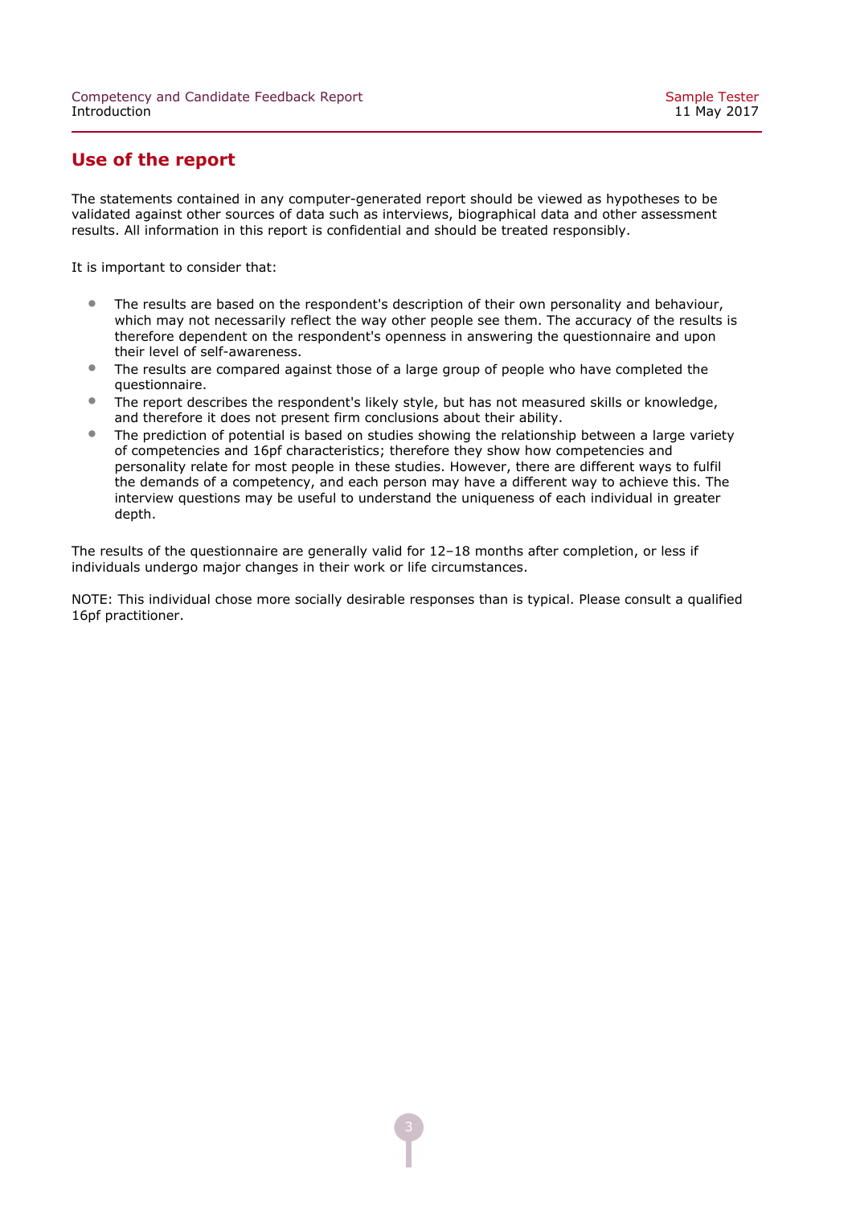## Use of the report

The statements contained in any computer-generated report should be viewed as hypotheses to be validated against other sources of data such as interviews, biographical data and other assessment results. All information in this report is confidential and should be treated responsibly.

It is important to consider that:

- The results are based on the respondent's description of their own personality and behaviour, which may not necessarily reflect the way other people see them. The accuracy of the results is therefore dependent on the respondent's openness in answering the questionnaire and upon their level of self-awareness.
- The results are compared against those of a large group of people who have completed the questionnaire.
- The report describes the respondent's likely style, but has not measured skills or knowledge, and therefore it does not present firm conclusions about their ability.
- The prediction of potential is based on studies showing the relationship between a large variety of competencies and 16pf characteristics; therefore they show how competencies and personality relate for most people in these studies. However, there are different ways to fulfil the demands of a competency, and each person may have a different way to achieve this. The interview questions may be useful to understand the uniqueness of each individual in greater depth.

The results of the questionnaire are generally valid for 12–18 months after completion, or less if individuals undergo major changes in their work or life circumstances.

NOTE: This individual chose more socially desirable responses than is typical. Please consult a qualified 16pf practitioner.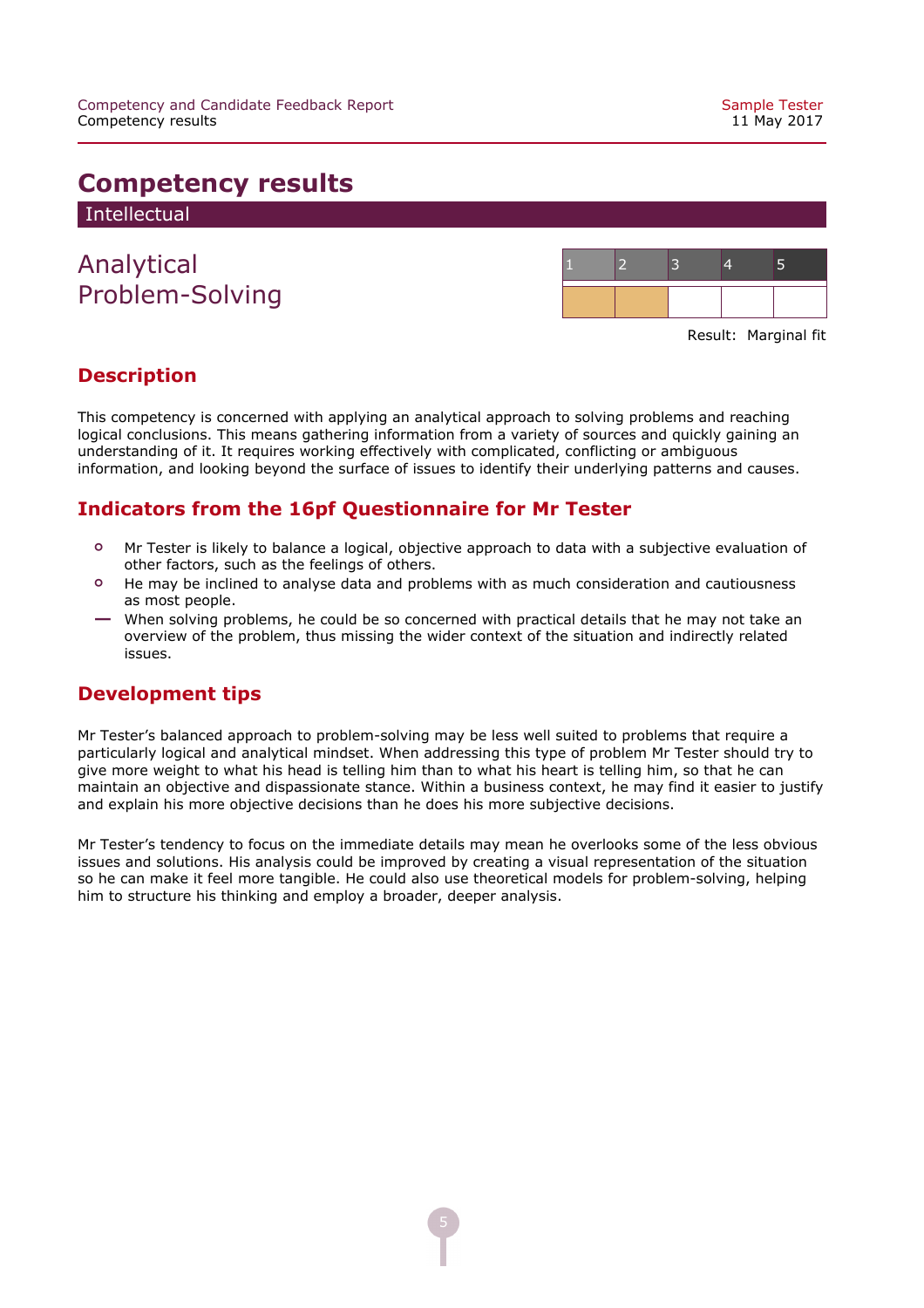# Competency results

## Intellectual

### Analytical Problem-Solving

| 1 | 2 | 3 | 4 | 5 |
|---|---|---|---|---|
| ■ | ■ | | | |

Result: Marginal fit

## Description

This competency is concerned with applying an analytical approach to solving problems and reaching logical conclusions. This means gathering information from a variety of sources and quickly gaining an understanding of it. It requires working effectively with complicated, conflicting or ambiguous information, and looking beyond the surface of issues to identify their underlying patterns and causes.

## Indicators from the 16pf Questionnaire for Mr Tester

- ○ Mr Tester is likely to balance a logical, objective approach to data with a subjective evaluation of other factors, such as the feelings of others.
- ○ He may be inclined to analyse data and problems with as much consideration and cautiousness as most people.
- — When solving problems, he could be so concerned with practical details that he may not take an overview of the problem, thus missing the wider context of the situation and indirectly related issues.

## Development tips

Mr Tester's balanced approach to problem-solving may be less well suited to problems that require a particularly logical and analytical mindset. When addressing this type of problem Mr Tester should try to give more weight to what his head is telling him than to what his heart is telling him, so that he can maintain an objective and dispassionate stance. Within a business context, he may find it easier to justify and explain his more objective decisions than he does his more subjective decisions.

Mr Tester's tendency to focus on the immediate details may mean he overlooks some of the less obvious issues and solutions. His analysis could be improved by creating a visual representation of the situation so he can make it feel more tangible. He could also use theoretical models for problem-solving, helping him to structure his thinking and employ a broader, deeper analysis.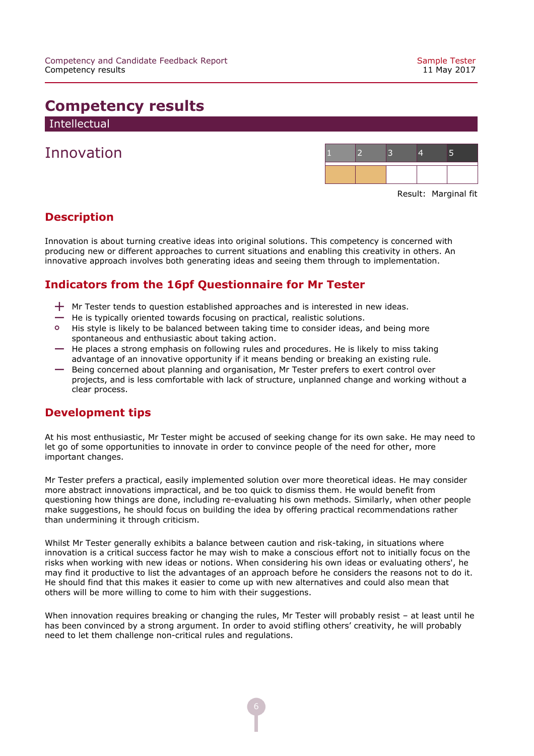# Competency results

## Intellectual

## Innovation

| 1 | 2 | 3 | 4 | 5 |
|---|---|---|---|---|
| ■ | ■ | | | |

Result: Marginal fit

### Description

Innovation is about turning creative ideas into original solutions. This competency is concerned with producing new or different approaches to current situations and enabling this creativity in others. An innovative approach involves both generating ideas and seeing them through to implementation.

### Indicators from the 16pf Questionnaire for Mr Tester

- + Mr Tester tends to question established approaches and is interested in new ideas.
- – He is typically oriented towards focusing on practical, realistic solutions.
- o His style is likely to be balanced between taking time to consider ideas, and being more spontaneous and enthusiastic about taking action.
- – He places a strong emphasis on following rules and procedures. He is likely to miss taking advantage of an innovative opportunity if it means bending or breaking an existing rule.
- – Being concerned about planning and organisation, Mr Tester prefers to exert control over projects, and is less comfortable with lack of structure, unplanned change and working without a clear process.

### Development tips

At his most enthusiastic, Mr Tester might be accused of seeking change for its own sake. He may need to let go of some opportunities to innovate in order to convince people of the need for other, more important changes.

Mr Tester prefers a practical, easily implemented solution over more theoretical ideas. He may consider more abstract innovations impractical, and be too quick to dismiss them. He would benefit from questioning how things are done, including re-evaluating his own methods. Similarly, when other people make suggestions, he should focus on building the idea by offering practical recommendations rather than undermining it through criticism.

Whilst Mr Tester generally exhibits a balance between caution and risk-taking, in situations where innovation is a critical success factor he may wish to make a conscious effort not to initially focus on the risks when working with new ideas or notions. When considering his own ideas or evaluating others', he may find it productive to list the advantages of an approach before he considers the reasons not to do it. He should find that this makes it easier to come up with new alternatives and could also mean that others will be more willing to come to him with their suggestions.

When innovation requires breaking or changing the rules, Mr Tester will probably resist – at least until he has been convinced by a strong argument. In order to avoid stifling others' creativity, he will probably need to let them challenge non-critical rules and regulations.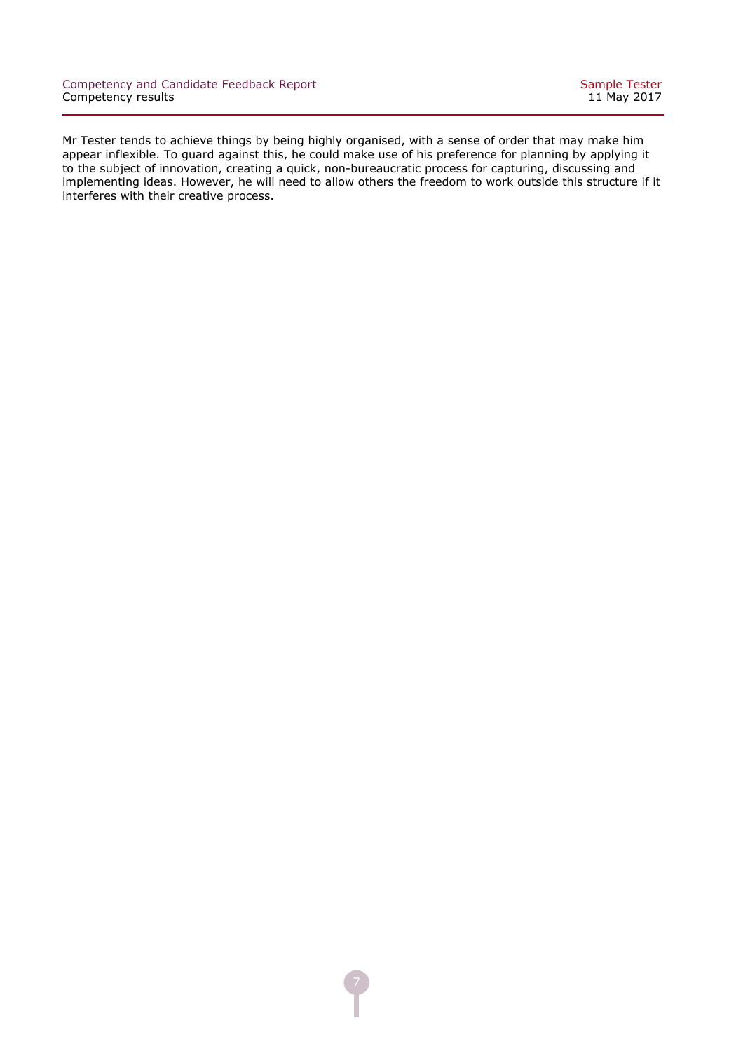Mr Tester tends to achieve things by being highly organised, with a sense of order that may make him appear inflexible. To guard against this, he could make use of his preference for planning by applying it to the subject of innovation, creating a quick, non-bureaucratic process for capturing, discussing and implementing ideas. However, he will need to allow others the freedom to work outside this structure if it interferes with their creative process.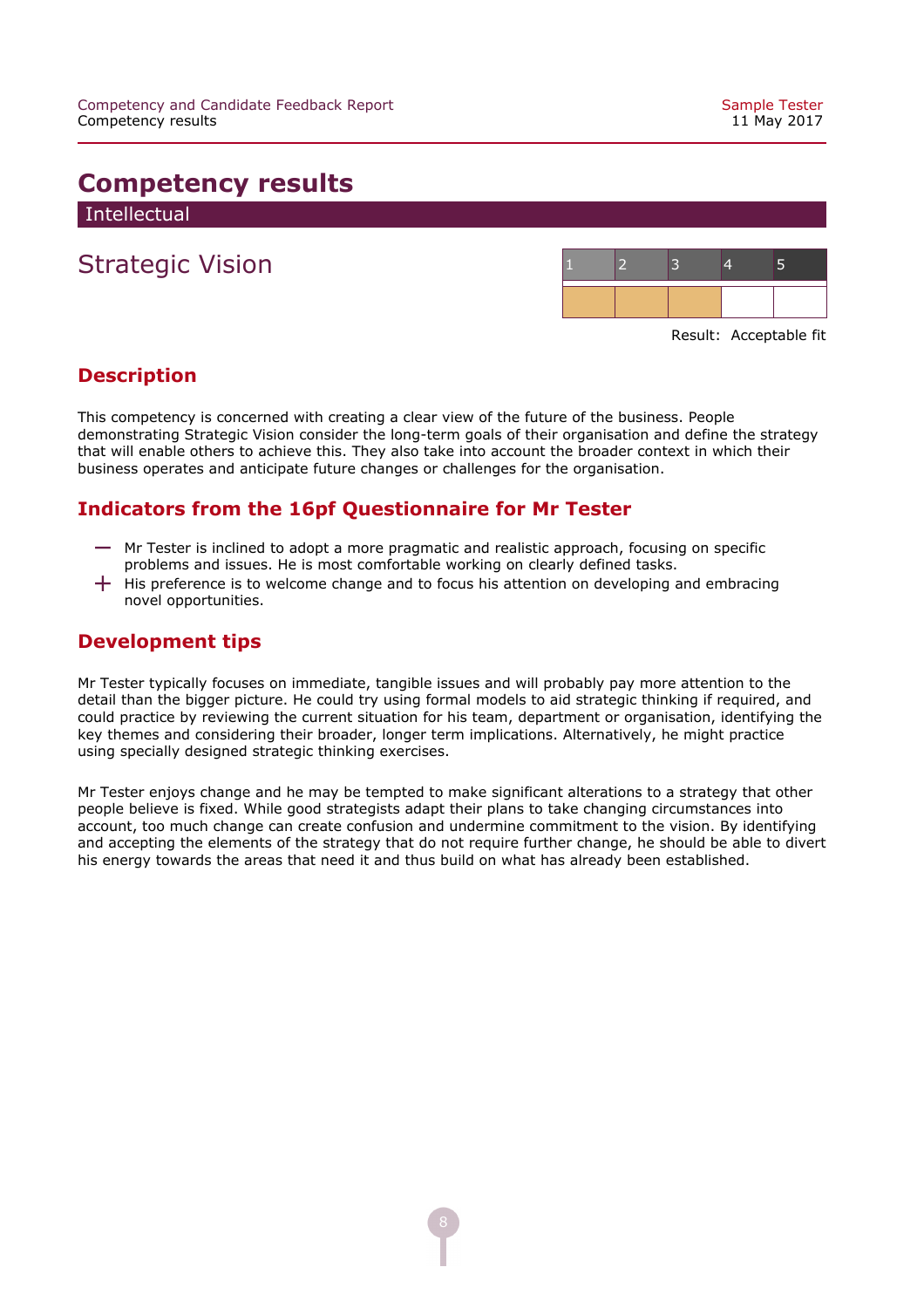# Competency results

## Intellectual

### Strategic Vision

| 1 | 2 | 3 | 4 | 5 |
|---|---|---|---|---|
| ■ | ■ | ■ | | |

Result: Acceptable fit

#### Description

This competency is concerned with creating a clear view of the future of the business. People demonstrating Strategic Vision consider the long-term goals of their organisation and define the strategy that will enable others to achieve this. They also take into account the broader context in which their business operates and anticipate future changes or challenges for the organisation.

#### Indicators from the 16pf Questionnaire for Mr Tester

- — Mr Tester is inclined to adopt a more pragmatic and realistic approach, focusing on specific problems and issues. He is most comfortable working on clearly defined tasks.
- + His preference is to welcome change and to focus his attention on developing and embracing novel opportunities.

#### Development tips

Mr Tester typically focuses on immediate, tangible issues and will probably pay more attention to the detail than the bigger picture. He could try using formal models to aid strategic thinking if required, and could practice by reviewing the current situation for his team, department or organisation, identifying the key themes and considering their broader, longer term implications. Alternatively, he might practice using specially designed strategic thinking exercises.

Mr Tester enjoys change and he may be tempted to make significant alterations to a strategy that other people believe is fixed. While good strategists adapt their plans to take changing circumstances into account, too much change can create confusion and undermine commitment to the vision. By identifying and accepting the elements of the strategy that do not require further change, he should be able to divert his energy towards the areas that need it and thus build on what has already been established.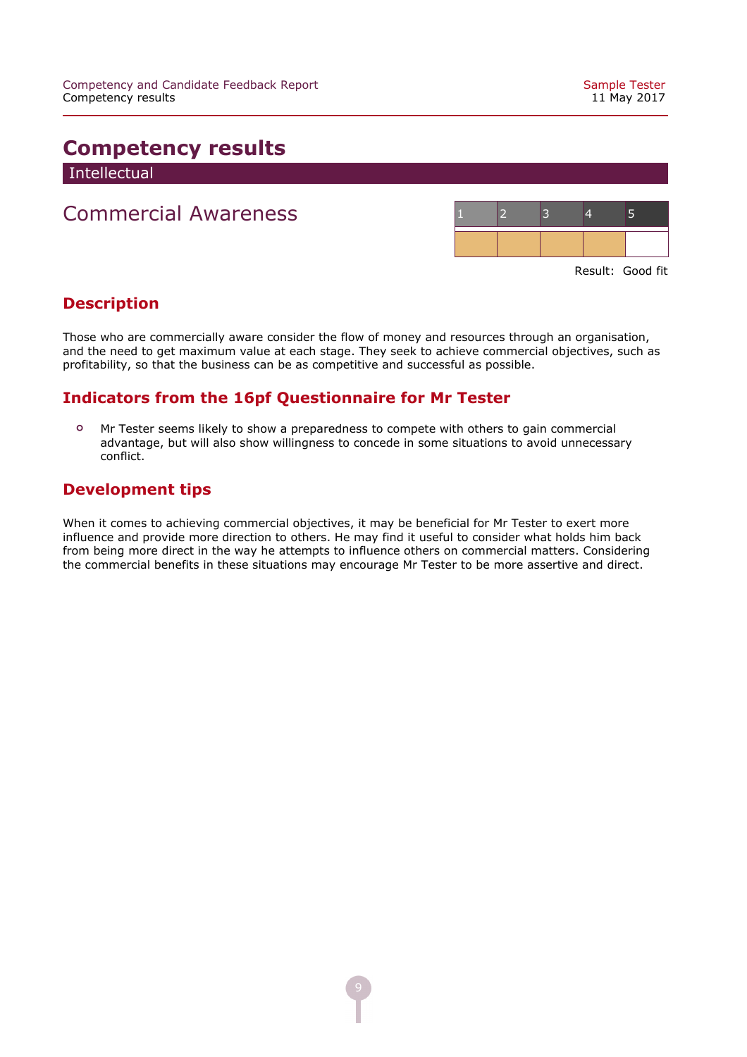# Competency results

## Intellectual

## Commercial Awareness

| 1 | 2 | 3 | 4 | 5 |
|---|---|---|---|---|
| ■ | ■ | ■ | ■ | |

Result: Good fit

### Description

Those who are commercially aware consider the flow of money and resources through an organisation, and the need to get maximum value at each stage. They seek to achieve commercial objectives, such as profitability, so that the business can be as competitive and successful as possible.

### Indicators from the 16pf Questionnaire for Mr Tester

- Mr Tester seems likely to show a preparedness to compete with others to gain commercial advantage, but will also show willingness to concede in some situations to avoid unnecessary conflict.

### Development tips

When it comes to achieving commercial objectives, it may be beneficial for Mr Tester to exert more influence and provide more direction to others. He may find it useful to consider what holds him back from being more direct in the way he attempts to influence others on commercial matters. Considering the commercial benefits in these situations may encourage Mr Tester to be more assertive and direct.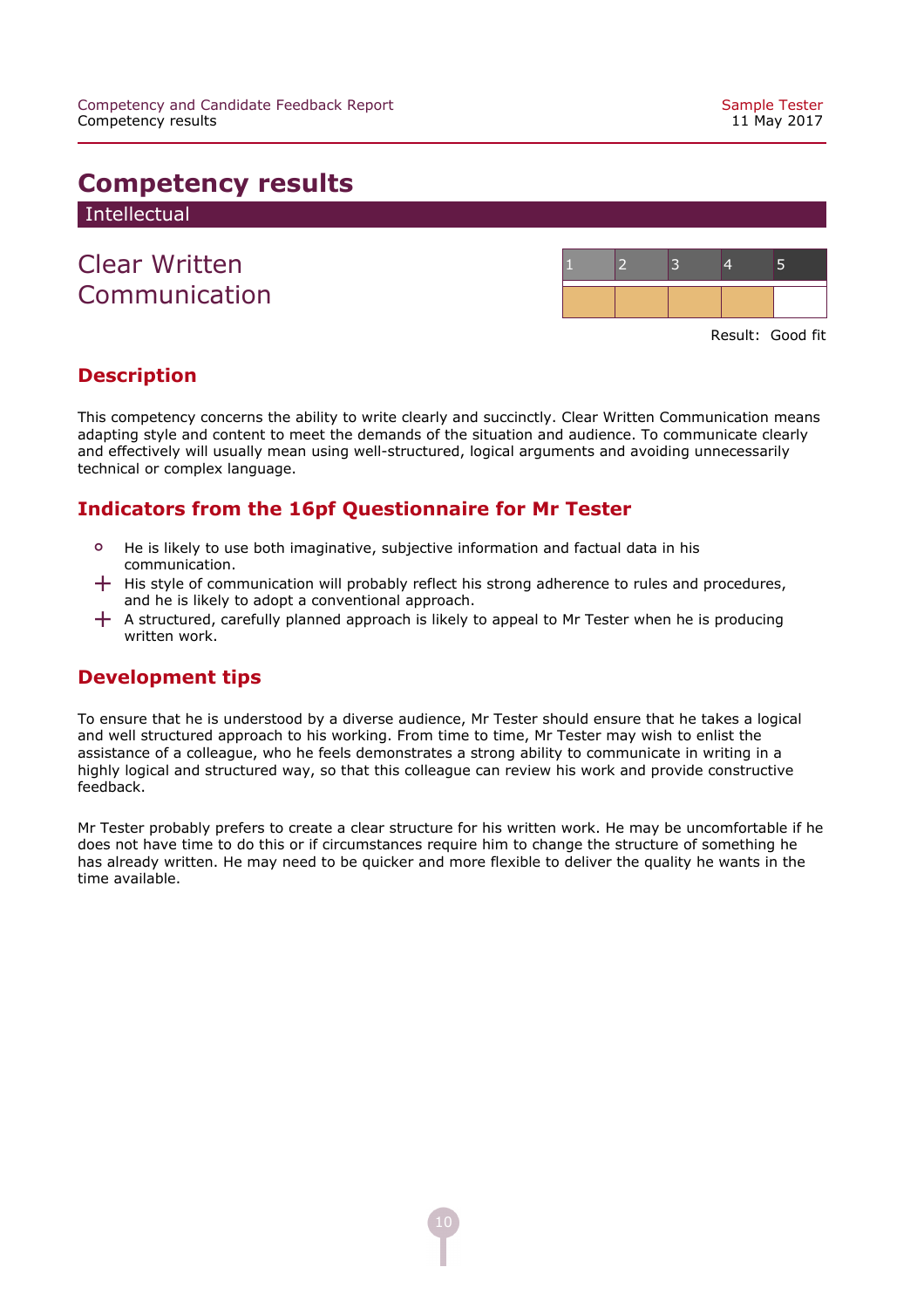# Competency results

## Intellectual

### Clear Written Communication

| 1 | 2 | 3 | 4 | 5 |
|---|---|---|---|---|
| ■ | ■ | ■ | ■ | |

Result: Good fit

## Description

This competency concerns the ability to write clearly and succinctly. Clear Written Communication means adapting style and content to meet the demands of the situation and audience. To communicate clearly and effectively will usually mean using well-structured, logical arguments and avoiding unnecessarily technical or complex language.

## Indicators from the 16pf Questionnaire for Mr Tester

- o He is likely to use both imaginative, subjective information and factual data in his communication.
- \+ His style of communication will probably reflect his strong adherence to rules and procedures, and he is likely to adopt a conventional approach.
- \+ A structured, carefully planned approach is likely to appeal to Mr Tester when he is producing written work.

## Development tips

To ensure that he is understood by a diverse audience, Mr Tester should ensure that he takes a logical and well structured approach to his working. From time to time, Mr Tester may wish to enlist the assistance of a colleague, who he feels demonstrates a strong ability to communicate in writing in a highly logical and structured way, so that this colleague can review his work and provide constructive feedback.

Mr Tester probably prefers to create a clear structure for his written work. He may be uncomfortable if he does not have time to do this or if circumstances require him to change the structure of something he has already written. He may need to be quicker and more flexible to deliver the quality he wants in the time available.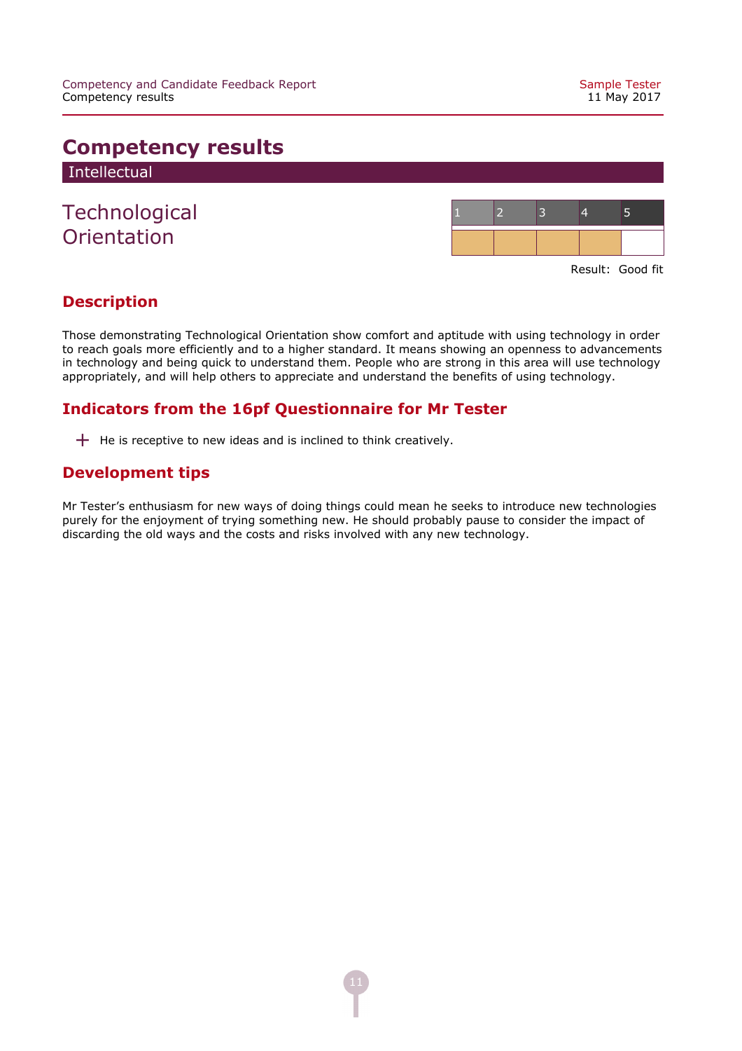# Competency results

## Intellectual

### Technological Orientation

| 1 | 2 | 3 | 4 | 5 |
|---|---|---|---|---|
| ■ | ■ | ■ | ■ | |

Result: Good fit

## Description

Those demonstrating Technological Orientation show comfort and aptitude with using technology in order to reach goals more efficiently and to a higher standard. It means showing an openness to advancements in technology and being quick to understand them. People who are strong in this area will use technology appropriately, and will help others to appreciate and understand the benefits of using technology.

## Indicators from the 16pf Questionnaire for Mr Tester

+ He is receptive to new ideas and is inclined to think creatively.

## Development tips

Mr Tester's enthusiasm for new ways of doing things could mean he seeks to introduce new technologies purely for the enjoyment of trying something new. He should probably pause to consider the impact of discarding the old ways and the costs and risks involved with any new technology.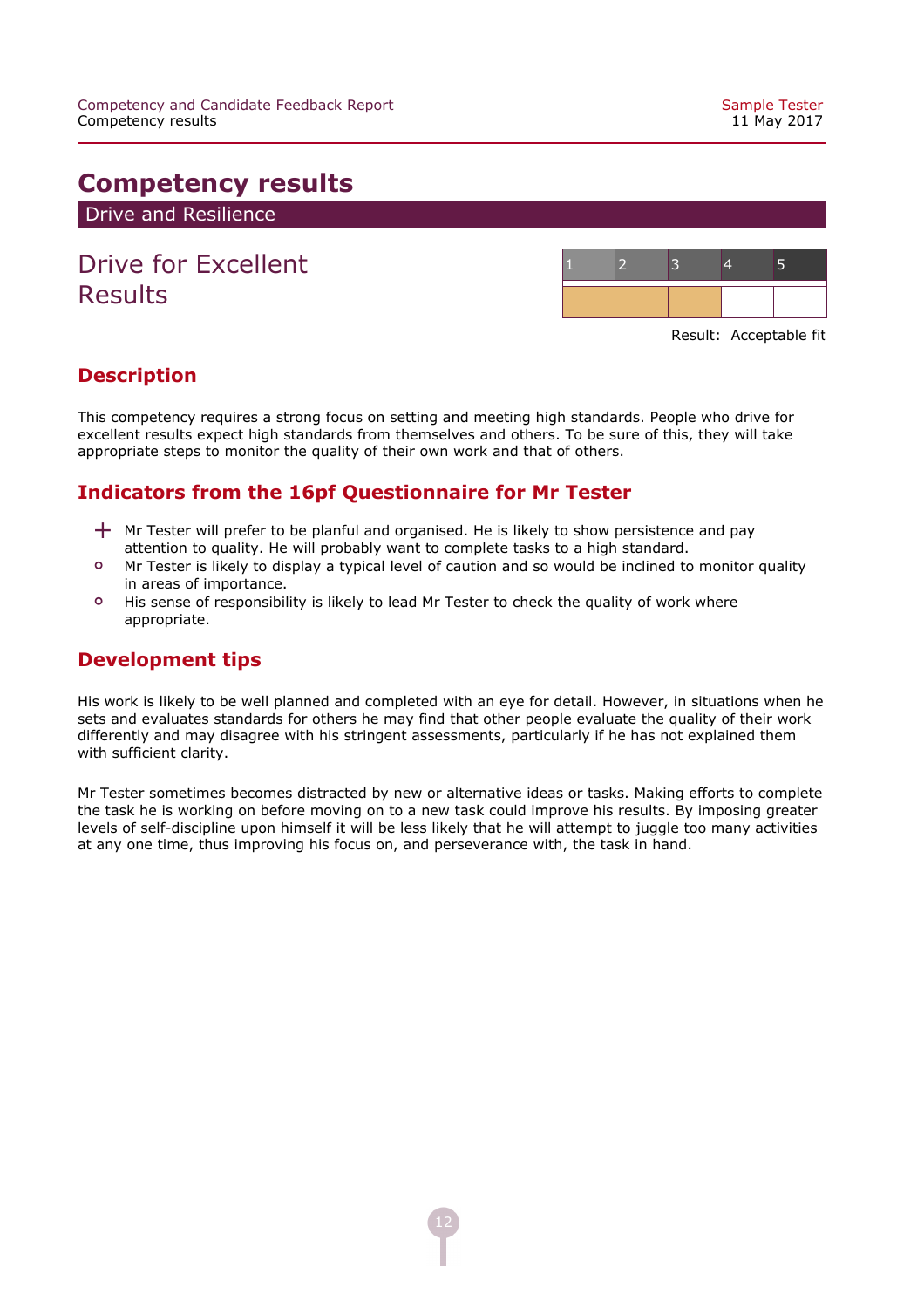# Competency results

## Drive and Resilience

### Drive for Excellent Results

| 1 | 2 | 3 | 4 | 5 |
|---|---|---|---|---|
| ■ | ■ | ■ | | |

Result: Acceptable fit

## Description

This competency requires a strong focus on setting and meeting high standards. People who drive for excellent results expect high standards from themselves and others. To be sure of this, they will take appropriate steps to monitor the quality of their own work and that of others.

## Indicators from the 16pf Questionnaire for Mr Tester

- + Mr Tester will prefer to be planful and organised. He is likely to show persistence and pay attention to quality. He will probably want to complete tasks to a high standard.
- o Mr Tester is likely to display a typical level of caution and so would be inclined to monitor quality in areas of importance.
- o His sense of responsibility is likely to lead Mr Tester to check the quality of work where appropriate.

## Development tips

His work is likely to be well planned and completed with an eye for detail. However, in situations when he sets and evaluates standards for others he may find that other people evaluate the quality of their work differently and may disagree with his stringent assessments, particularly if he has not explained them with sufficient clarity.

Mr Tester sometimes becomes distracted by new or alternative ideas or tasks. Making efforts to complete the task he is working on before moving on to a new task could improve his results. By imposing greater levels of self-discipline upon himself it will be less likely that he will attempt to juggle too many activities at any one time, thus improving his focus on, and perseverance with, the task in hand.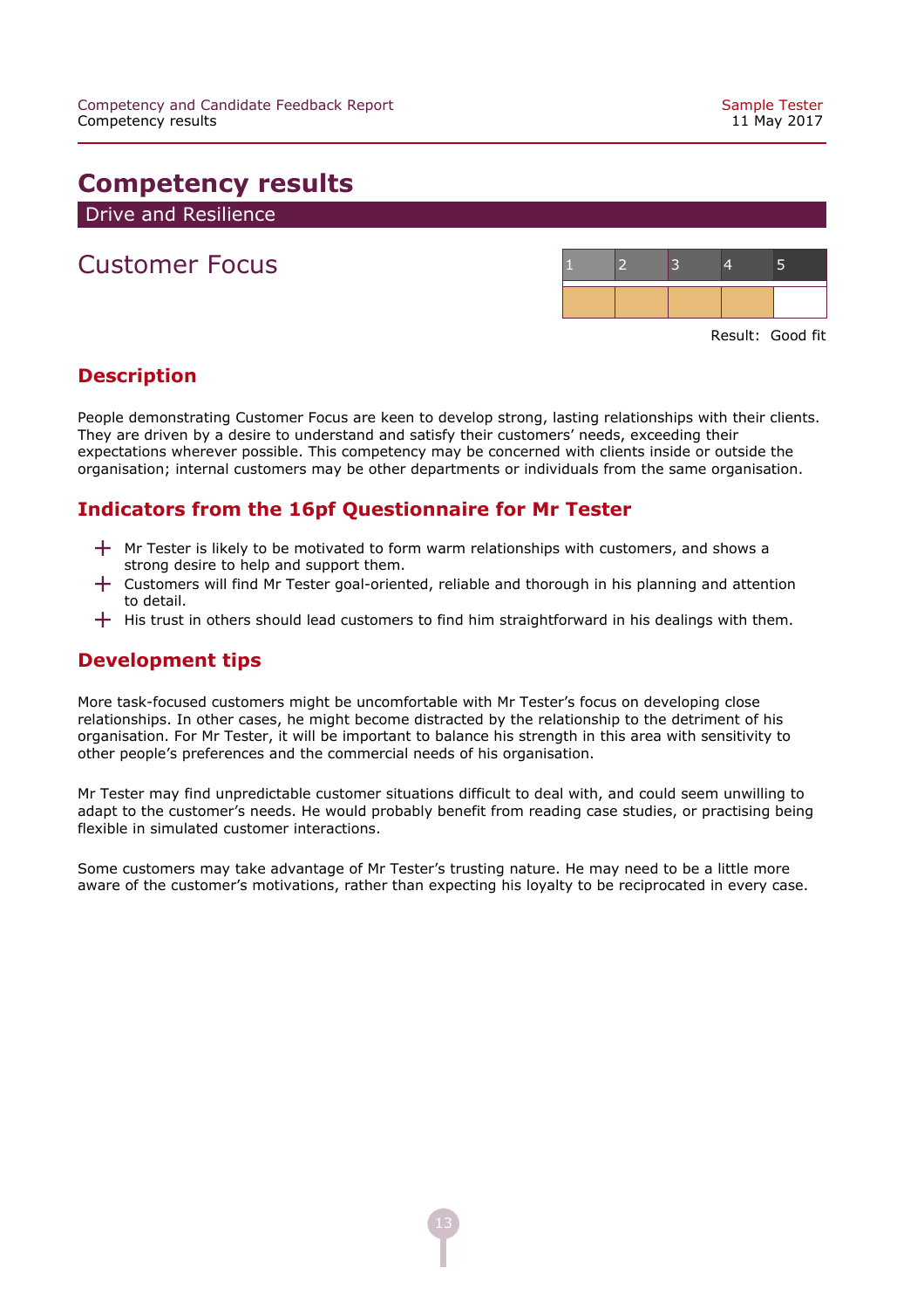# Competency results

## Drive and Resilience

## Customer Focus

| 1 | 2 | 3 | 4 | 5 |
|---|---|---|---|---|
| ■ | ■ | ■ | ■ | |

Result: Good fit

### Description

People demonstrating Customer Focus are keen to develop strong, lasting relationships with their clients. They are driven by a desire to understand and satisfy their customers' needs, exceeding their expectations wherever possible. This competency may be concerned with clients inside or outside the organisation; internal customers may be other departments or individuals from the same organisation.

### Indicators from the 16pf Questionnaire for Mr Tester

+ Mr Tester is likely to be motivated to form warm relationships with customers, and shows a strong desire to help and support them.
+ Customers will find Mr Tester goal-oriented, reliable and thorough in his planning and attention to detail.
+ His trust in others should lead customers to find him straightforward in his dealings with them.

### Development tips

More task-focused customers might be uncomfortable with Mr Tester's focus on developing close relationships. In other cases, he might become distracted by the relationship to the detriment of his organisation. For Mr Tester, it will be important to balance his strength in this area with sensitivity to other people's preferences and the commercial needs of his organisation.

Mr Tester may find unpredictable customer situations difficult to deal with, and could seem unwilling to adapt to the customer's needs. He would probably benefit from reading case studies, or practising being flexible in simulated customer interactions.

Some customers may take advantage of Mr Tester's trusting nature. He may need to be a little more aware of the customer's motivations, rather than expecting his loyalty to be reciprocated in every case.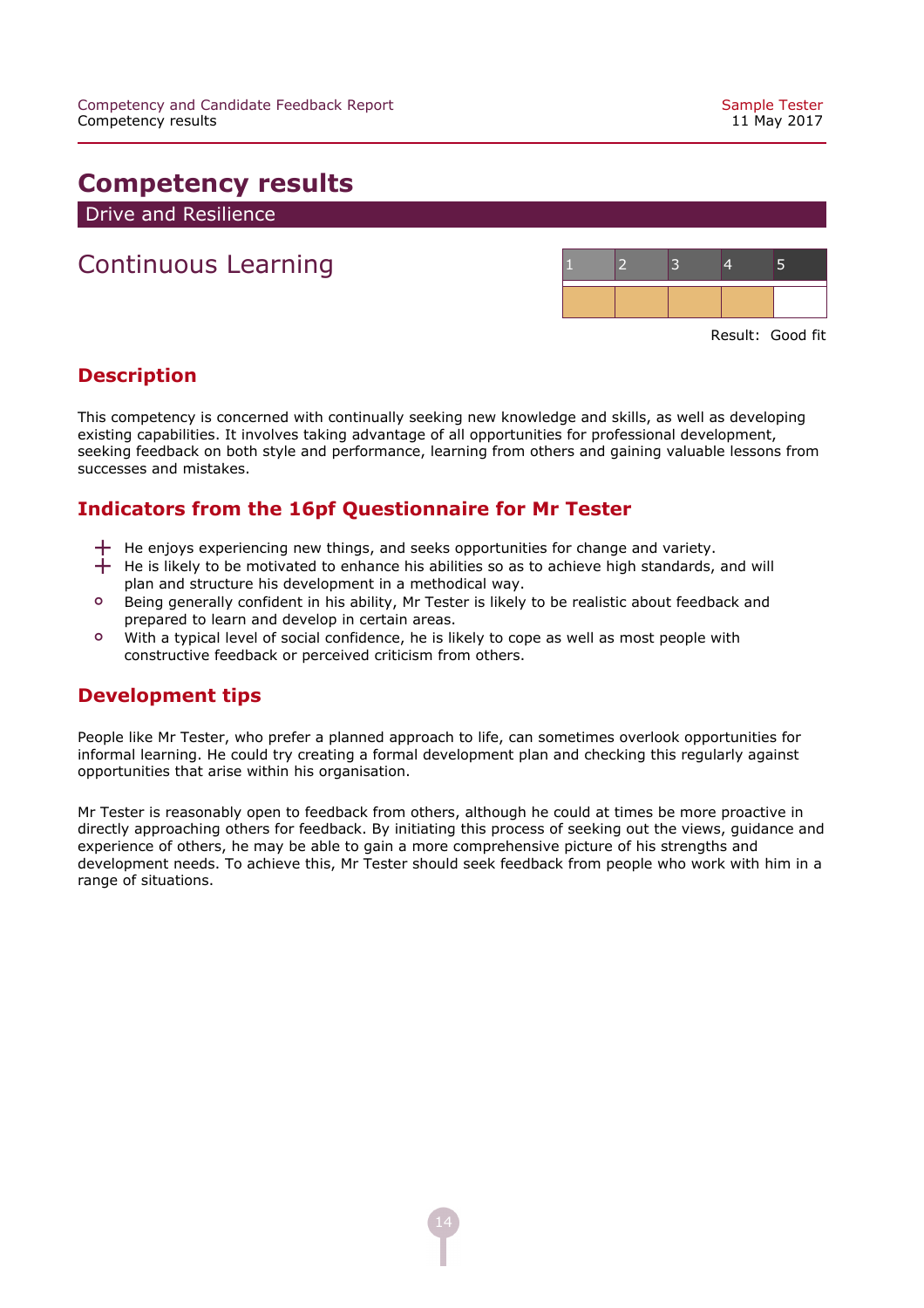# Competency results

## Drive and Resilience

### Continuous Learning

| 1 | 2 | 3 | 4 | 5 |
|---|---|---|---|---|
| ■ | ■ | ■ | ■ | |

Result: Good fit

## Description

This competency is concerned with continually seeking new knowledge and skills, as well as developing existing capabilities. It involves taking advantage of all opportunities for professional development, seeking feedback on both style and performance, learning from others and gaining valuable lessons from successes and mistakes.

## Indicators from the 16pf Questionnaire for Mr Tester

- + He enjoys experiencing new things, and seeks opportunities for change and variety.
- + He is likely to be motivated to enhance his abilities so as to achieve high standards, and will plan and structure his development in a methodical way.
- o Being generally confident in his ability, Mr Tester is likely to be realistic about feedback and prepared to learn and develop in certain areas.
- o With a typical level of social confidence, he is likely to cope as well as most people with constructive feedback or perceived criticism from others.

## Development tips

People like Mr Tester, who prefer a planned approach to life, can sometimes overlook opportunities for informal learning. He could try creating a formal development plan and checking this regularly against opportunities that arise within his organisation.

Mr Tester is reasonably open to feedback from others, although he could at times be more proactive in directly approaching others for feedback. By initiating this process of seeking out the views, guidance and experience of others, he may be able to gain a more comprehensive picture of his strengths and development needs. To achieve this, Mr Tester should seek feedback from people who work with him in a range of situations.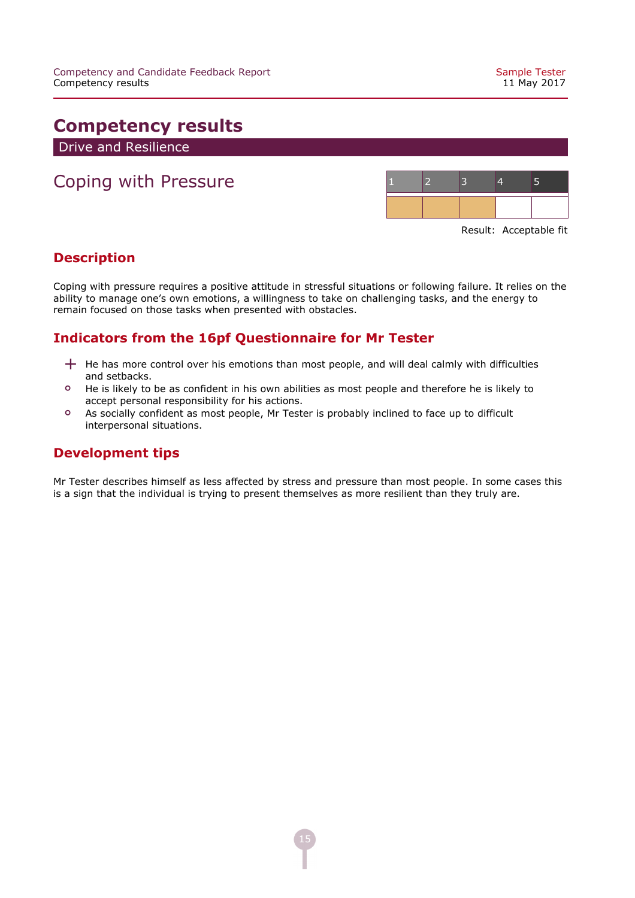# Competency results

## Drive and Resilience

### Coping with Pressure

| 1 | 2 | 3 | 4 | 5 |
|---|---|---|---|---|
| ■ | ■ | ■ | | |

Result: Acceptable fit

#### Description

Coping with pressure requires a positive attitude in stressful situations or following failure. It relies on the ability to manage one's own emotions, a willingness to take on challenging tasks, and the energy to remain focused on those tasks when presented with obstacles.

#### Indicators from the 16pf Questionnaire for Mr Tester

- + He has more control over his emotions than most people, and will deal calmly with difficulties and setbacks.
- ○ He is likely to be as confident in his own abilities as most people and therefore he is likely to accept personal responsibility for his actions.
- ○ As socially confident as most people, Mr Tester is probably inclined to face up to difficult interpersonal situations.

#### Development tips

Mr Tester describes himself as less affected by stress and pressure than most people. In some cases this is a sign that the individual is trying to present themselves as more resilient than they truly are.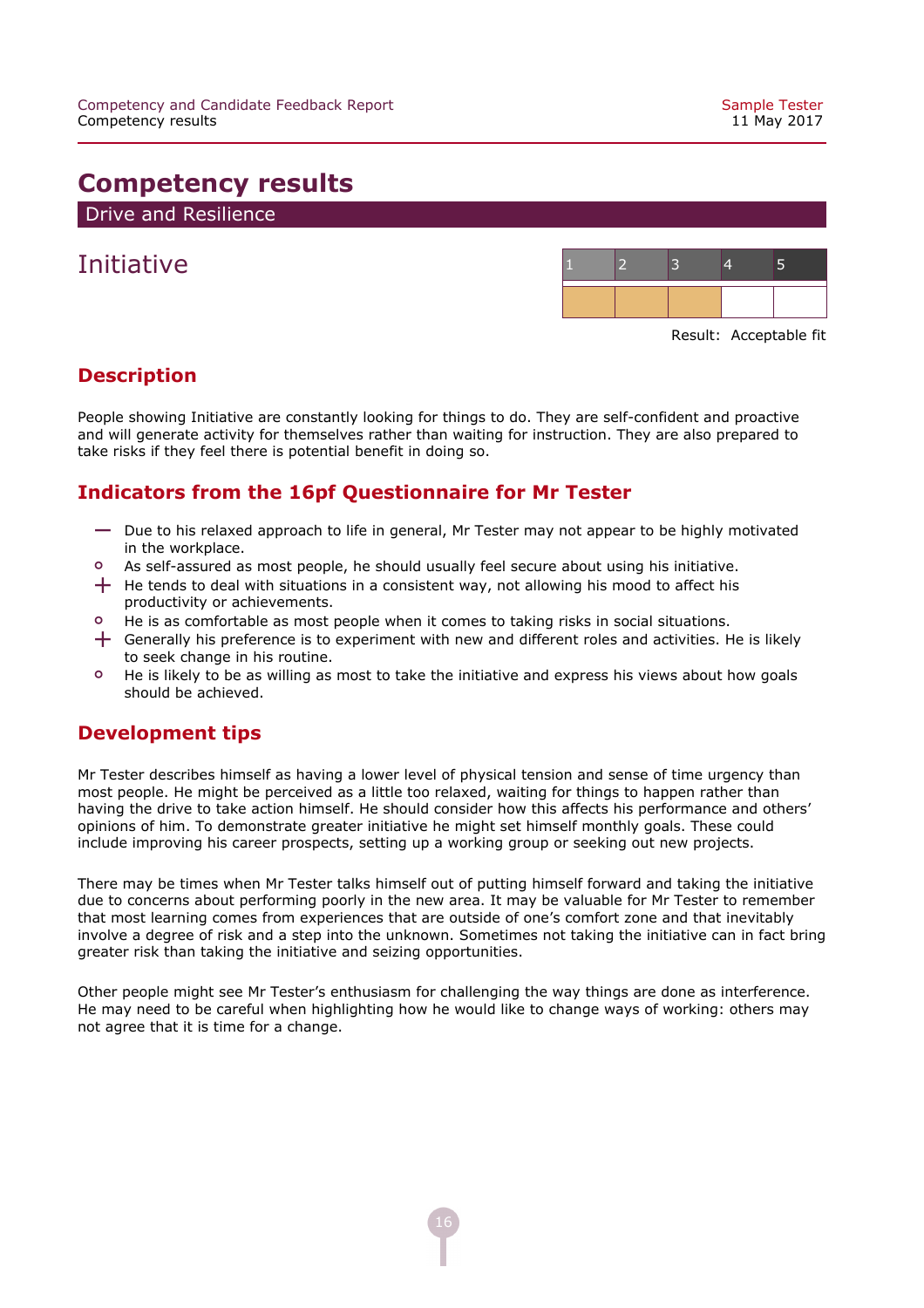# Competency results

## Drive and Resilience

### Initiative

| 1 | 2 | 3 | 4 | 5 |
|---|---|---|---|---|
| ■ | ■ | ■ | | |

Result: Acceptable fit

### Description

People showing Initiative are constantly looking for things to do. They are self-confident and proactive and will generate activity for themselves rather than waiting for instruction. They are also prepared to take risks if they feel there is potential benefit in doing so.

### Indicators from the 16pf Questionnaire for Mr Tester

- — Due to his relaxed approach to life in general, Mr Tester may not appear to be highly motivated in the workplace.
- o As self-assured as most people, he should usually feel secure about using his initiative.
- + He tends to deal with situations in a consistent way, not allowing his mood to affect his productivity or achievements.
- o He is as comfortable as most people when it comes to taking risks in social situations.
- + Generally his preference is to experiment with new and different roles and activities. He is likely to seek change in his routine.
- o He is likely to be as willing as most to take the initiative and express his views about how goals should be achieved.

### Development tips

Mr Tester describes himself as having a lower level of physical tension and sense of time urgency than most people. He might be perceived as a little too relaxed, waiting for things to happen rather than having the drive to take action himself. He should consider how this affects his performance and others' opinions of him. To demonstrate greater initiative he might set himself monthly goals. These could include improving his career prospects, setting up a working group or seeking out new projects.

There may be times when Mr Tester talks himself out of putting himself forward and taking the initiative due to concerns about performing poorly in the new area. It may be valuable for Mr Tester to remember that most learning comes from experiences that are outside of one's comfort zone and that inevitably involve a degree of risk and a step into the unknown. Sometimes not taking the initiative can in fact bring greater risk than taking the initiative and seizing opportunities.

Other people might see Mr Tester's enthusiasm for challenging the way things are done as interference. He may need to be careful when highlighting how he would like to change ways of working: others may not agree that it is time for a change.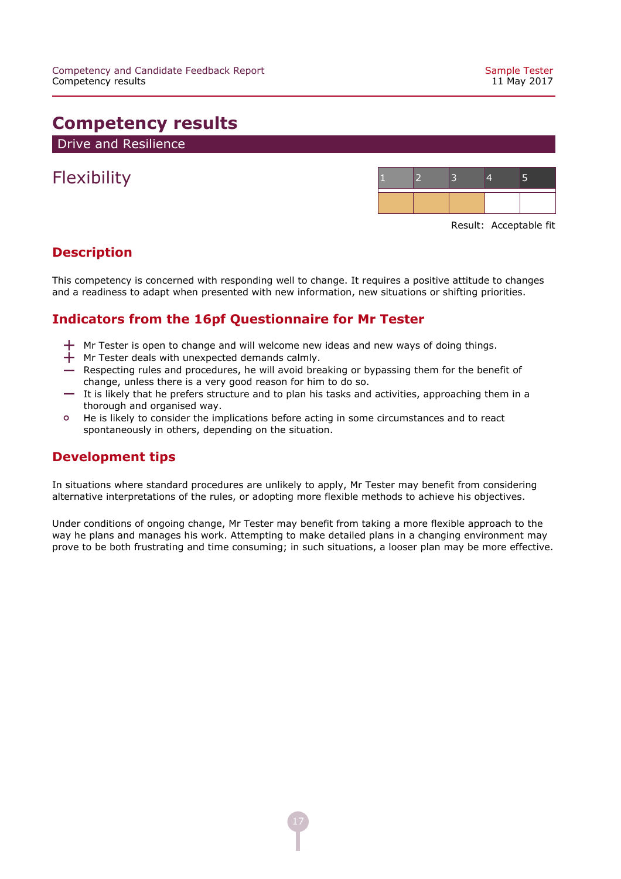# Competency results

## Drive and Resilience

### Flexibility

| 1 | 2 | 3 | 4 | 5 |
|---|---|---|---|---|
| ■ | ■ | ■ | | |

Result: Acceptable fit

#### Description

This competency is concerned with responding well to change. It requires a positive attitude to changes and a readiness to adapt when presented with new information, new situations or shifting priorities.

#### Indicators from the 16pf Questionnaire for Mr Tester

- + Mr Tester is open to change and will welcome new ideas and new ways of doing things.
- + Mr Tester deals with unexpected demands calmly.
- — Respecting rules and procedures, he will avoid breaking or bypassing them for the benefit of change, unless there is a very good reason for him to do so.
- — It is likely that he prefers structure and to plan his tasks and activities, approaching them in a thorough and organised way.
- o He is likely to consider the implications before acting in some circumstances and to react spontaneously in others, depending on the situation.

#### Development tips

In situations where standard procedures are unlikely to apply, Mr Tester may benefit from considering alternative interpretations of the rules, or adopting more flexible methods to achieve his objectives.

Under conditions of ongoing change, Mr Tester may benefit from taking a more flexible approach to the way he plans and manages his work. Attempting to make detailed plans in a changing environment may prove to be both frustrating and time consuming; in such situations, a looser plan may be more effective.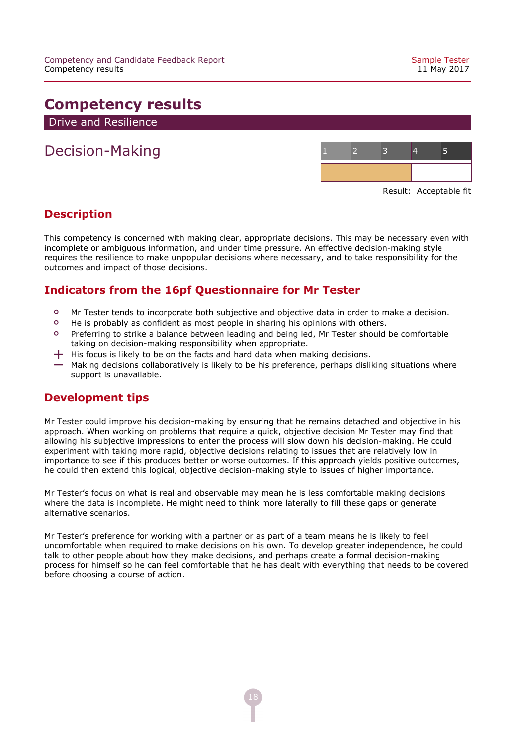# Competency results

## Drive and Resilience

### Decision-Making

| 1 | 2 | 3 | 4 | 5 |
|---|---|---|---|---|
| ■ | ■ | ■ | | |

Result: Acceptable fit

### Description

This competency is concerned with making clear, appropriate decisions. This may be necessary even with incomplete or ambiguous information, and under time pressure. An effective decision-making style requires the resilience to make unpopular decisions where necessary, and to take responsibility for the outcomes and impact of those decisions.

### Indicators from the 16pf Questionnaire for Mr Tester

- o Mr Tester tends to incorporate both subjective and objective data in order to make a decision.
- o He is probably as confident as most people in sharing his opinions with others.
- o Preferring to strike a balance between leading and being led, Mr Tester should be comfortable taking on decision-making responsibility when appropriate.
- \+ His focus is likely to be on the facts and hard data when making decisions.
- − Making decisions collaboratively is likely to be his preference, perhaps disliking situations where support is unavailable.

### Development tips

Mr Tester could improve his decision-making by ensuring that he remains detached and objective in his approach. When working on problems that require a quick, objective decision Mr Tester may find that allowing his subjective impressions to enter the process will slow down his decision-making. He could experiment with taking more rapid, objective decisions relating to issues that are relatively low in importance to see if this produces better or worse outcomes. If this approach yields positive outcomes, he could then extend this logical, objective decision-making style to issues of higher importance.

Mr Tester's focus on what is real and observable may mean he is less comfortable making decisions where the data is incomplete. He might need to think more laterally to fill these gaps or generate alternative scenarios.

Mr Tester's preference for working with a partner or as part of a team means he is likely to feel uncomfortable when required to make decisions on his own. To develop greater independence, he could talk to other people about how they make decisions, and perhaps create a formal decision-making process for himself so he can feel comfortable that he has dealt with everything that needs to be covered before choosing a course of action.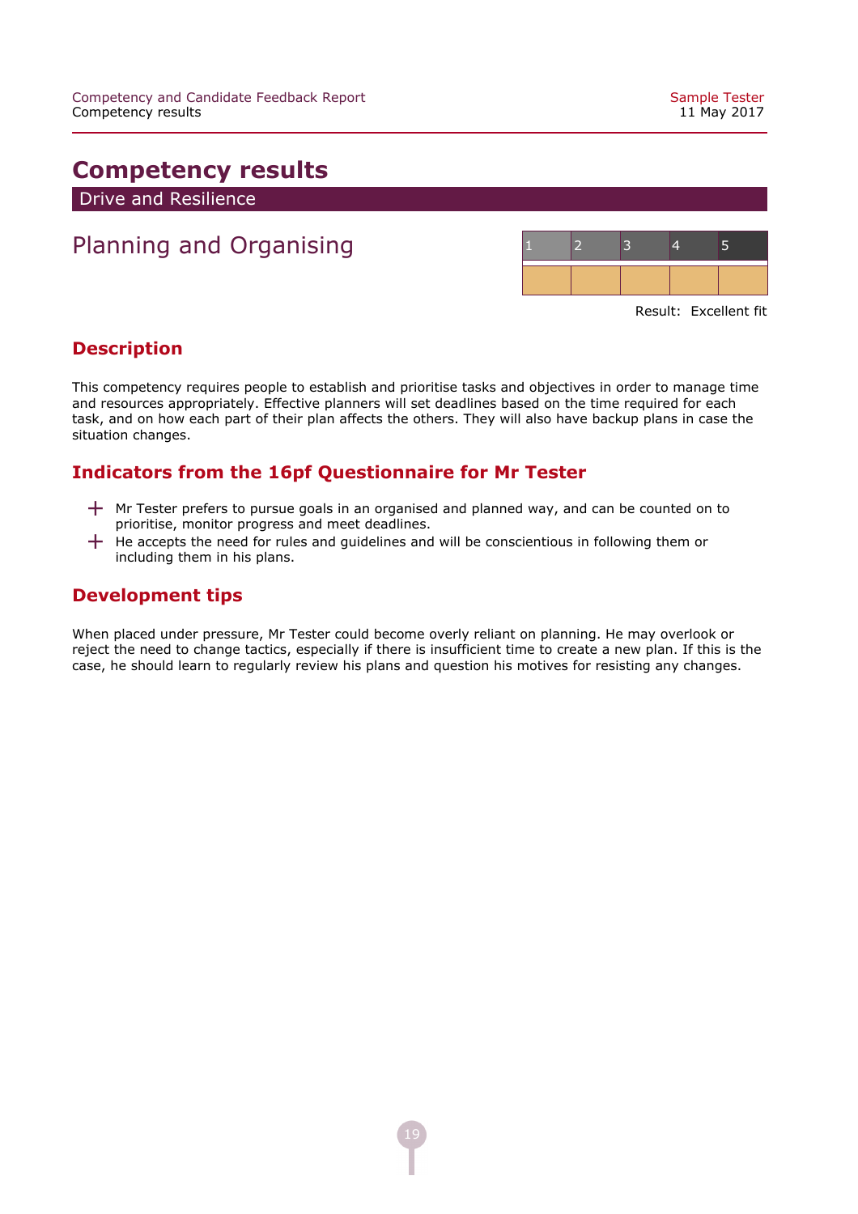# Competency results

## Drive and Resilience

## Planning and Organising

| 1 | 2 | 3 | 4 | 5 |
|---|---|---|---|---|
| | | | | |

Result: Excellent fit

### Description

This competency requires people to establish and prioritise tasks and objectives in order to manage time and resources appropriately. Effective planners will set deadlines based on the time required for each task, and on how each part of their plan affects the others. They will also have backup plans in case the situation changes.

### Indicators from the 16pf Questionnaire for Mr Tester

- + Mr Tester prefers to pursue goals in an organised and planned way, and can be counted on to prioritise, monitor progress and meet deadlines.
- + He accepts the need for rules and guidelines and will be conscientious in following them or including them in his plans.

### Development tips

When placed under pressure, Mr Tester could become overly reliant on planning. He may overlook or reject the need to change tactics, especially if there is insufficient time to create a new plan. If this is the case, he should learn to regularly review his plans and question his motives for resisting any changes.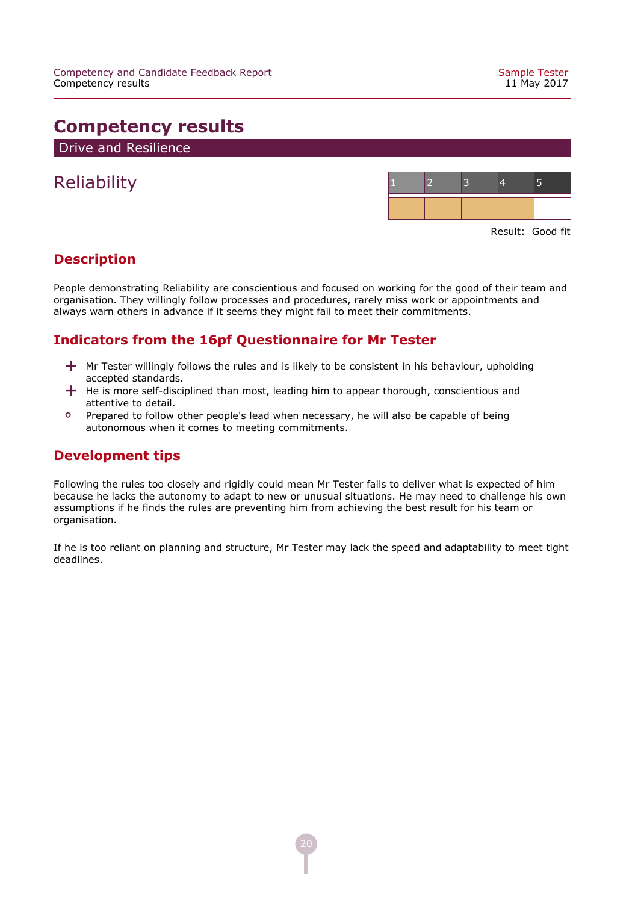# Competency results

## Drive and Resilience

### Reliability

| 1 | 2 | 3 | 4 | 5 |
|---|---|---|---|---|
| ■ | ■ | ■ | ■ |  |

Result: Good fit

### Description

People demonstrating Reliability are conscientious and focused on working for the good of their team and organisation. They willingly follow processes and procedures, rarely miss work or appointments and always warn others in advance if it seems they might fail to meet their commitments.

### Indicators from the 16pf Questionnaire for Mr Tester

- + Mr Tester willingly follows the rules and is likely to be consistent in his behaviour, upholding accepted standards.
- + He is more self-disciplined than most, leading him to appear thorough, conscientious and attentive to detail.
- o Prepared to follow other people's lead when necessary, he will also be capable of being autonomous when it comes to meeting commitments.

### Development tips

Following the rules too closely and rigidly could mean Mr Tester fails to deliver what is expected of him because he lacks the autonomy to adapt to new or unusual situations. He may need to challenge his own assumptions if he finds the rules are preventing him from achieving the best result for his team or organisation.

If he is too reliant on planning and structure, Mr Tester may lack the speed and adaptability to meet tight deadlines.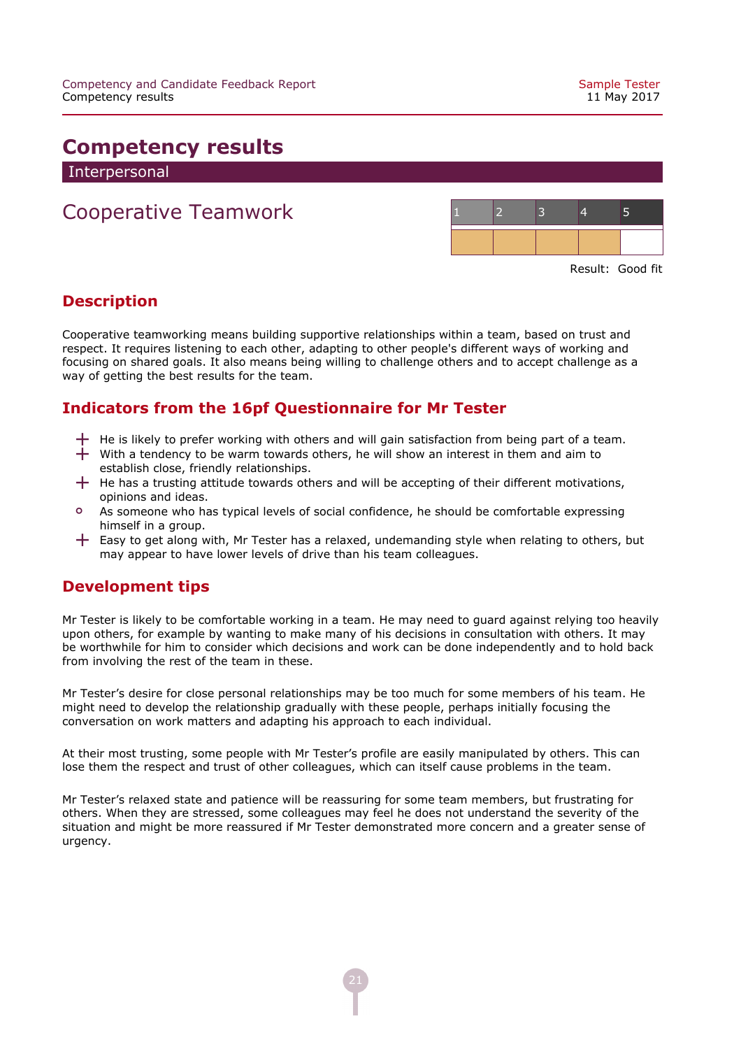# Competency results

## Interpersonal

## Cooperative Teamwork

| 1 | 2 | 3 | 4 | 5 |
|---|---|---|---|---|
| ■ | ■ | ■ | ■ | |

Result: Good fit

### Description

Cooperative teamworking means building supportive relationships within a team, based on trust and respect. It requires listening to each other, adapting to other people's different ways of working and focusing on shared goals. It also means being willing to challenge others and to accept challenge as a way of getting the best results for the team.

### Indicators from the 16pf Questionnaire for Mr Tester

- \+ He is likely to prefer working with others and will gain satisfaction from being part of a team.
- \+ With a tendency to be warm towards others, he will show an interest in them and aim to establish close, friendly relationships.
- \+ He has a trusting attitude towards others and will be accepting of their different motivations, opinions and ideas.
- o As someone who has typical levels of social confidence, he should be comfortable expressing himself in a group.
- \+ Easy to get along with, Mr Tester has a relaxed, undemanding style when relating to others, but may appear to have lower levels of drive than his team colleagues.

### Development tips

Mr Tester is likely to be comfortable working in a team. He may need to guard against relying too heavily upon others, for example by wanting to make many of his decisions in consultation with others. It may be worthwhile for him to consider which decisions and work can be done independently and to hold back from involving the rest of the team in these.

Mr Tester's desire for close personal relationships may be too much for some members of his team. He might need to develop the relationship gradually with these people, perhaps initially focusing the conversation on work matters and adapting his approach to each individual.

At their most trusting, some people with Mr Tester's profile are easily manipulated by others. This can lose them the respect and trust of other colleagues, which can itself cause problems in the team.

Mr Tester's relaxed state and patience will be reassuring for some team members, but frustrating for others. When they are stressed, some colleagues may feel he does not understand the severity of the situation and might be more reassured if Mr Tester demonstrated more concern and a greater sense of urgency.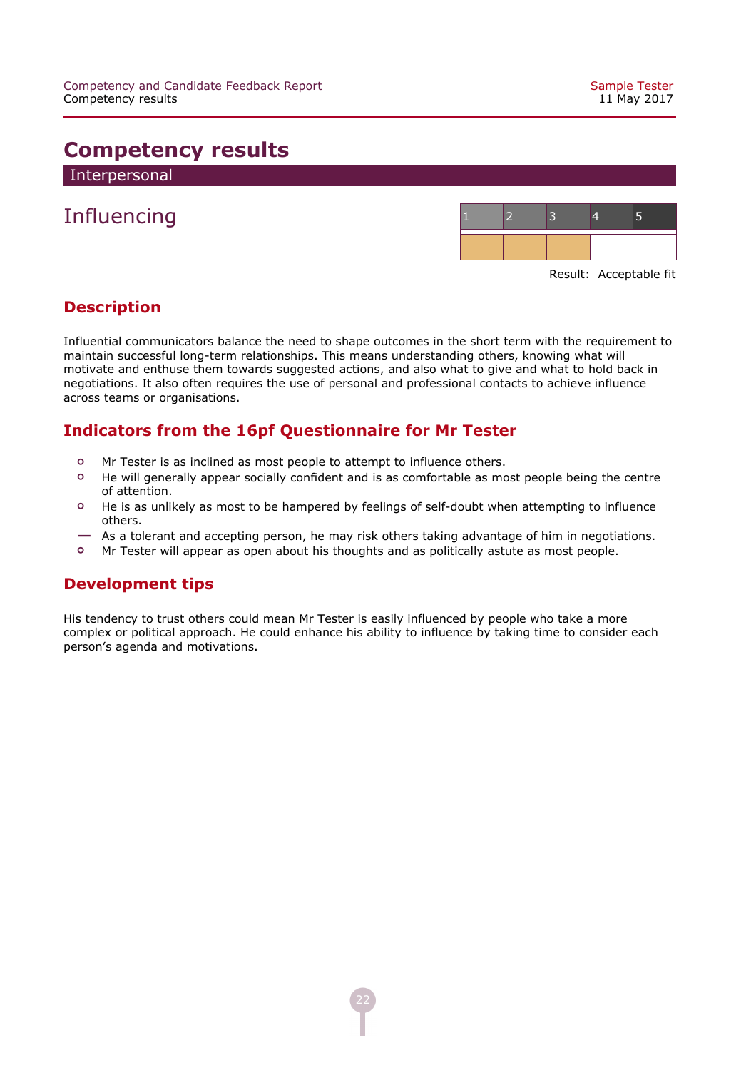# Competency results

## Interpersonal

### Influencing

| 1 | 2 | 3 | 4 | 5 |
|---|---|---|---|---|
| ■ | ■ | ■ | | |

Result: Acceptable fit

#### Description

Influential communicators balance the need to shape outcomes in the short term with the requirement to maintain successful long-term relationships. This means understanding others, knowing what will motivate and enthuse them towards suggested actions, and also what to give and what to hold back in negotiations. It also often requires the use of personal and professional contacts to achieve influence across teams or organisations.

#### Indicators from the 16pf Questionnaire for Mr Tester

- o Mr Tester is as inclined as most people to attempt to influence others.
- o He will generally appear socially confident and is as comfortable as most people being the centre of attention.
- o He is as unlikely as most to be hampered by feelings of self-doubt when attempting to influence others.
- — As a tolerant and accepting person, he may risk others taking advantage of him in negotiations.
- o Mr Tester will appear as open about his thoughts and as politically astute as most people.

#### Development tips

His tendency to trust others could mean Mr Tester is easily influenced by people who take a more complex or political approach. He could enhance his ability to influence by taking time to consider each person's agenda and motivations.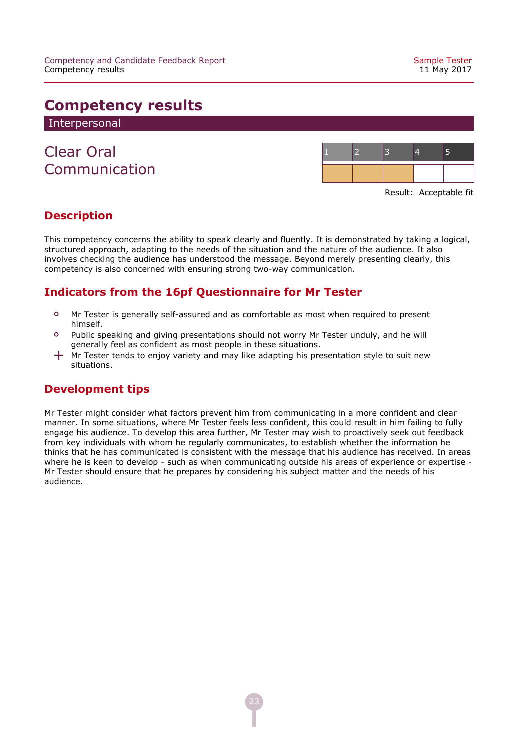# Competency results

## Interpersonal

### Clear Oral Communication

| 1 | 2 | 3 | 4 | 5 |
|---|---|---|---|---|
| ■ | ■ | ■ | | |

Result: Acceptable fit

## Description

This competency concerns the ability to speak clearly and fluently. It is demonstrated by taking a logical, structured approach, adapting to the needs of the situation and the nature of the audience. It also involves checking the audience has understood the message. Beyond merely presenting clearly, this competency is also concerned with ensuring strong two-way communication.

## Indicators from the 16pf Questionnaire for Mr Tester

- o Mr Tester is generally self-assured and as comfortable as most when required to present himself.
- o Public speaking and giving presentations should not worry Mr Tester unduly, and he will generally feel as confident as most people in these situations.
- \+ Mr Tester tends to enjoy variety and may like adapting his presentation style to suit new situations.

## Development tips

Mr Tester might consider what factors prevent him from communicating in a more confident and clear manner. In some situations, where Mr Tester feels less confident, this could result in him failing to fully engage his audience. To develop this area further, Mr Tester may wish to proactively seek out feedback from key individuals with whom he regularly communicates, to establish whether the information he thinks that he has communicated is consistent with the message that his audience has received. In areas where he is keen to develop - such as when communicating outside his areas of experience or expertise - Mr Tester should ensure that he prepares by considering his subject matter and the needs of his audience.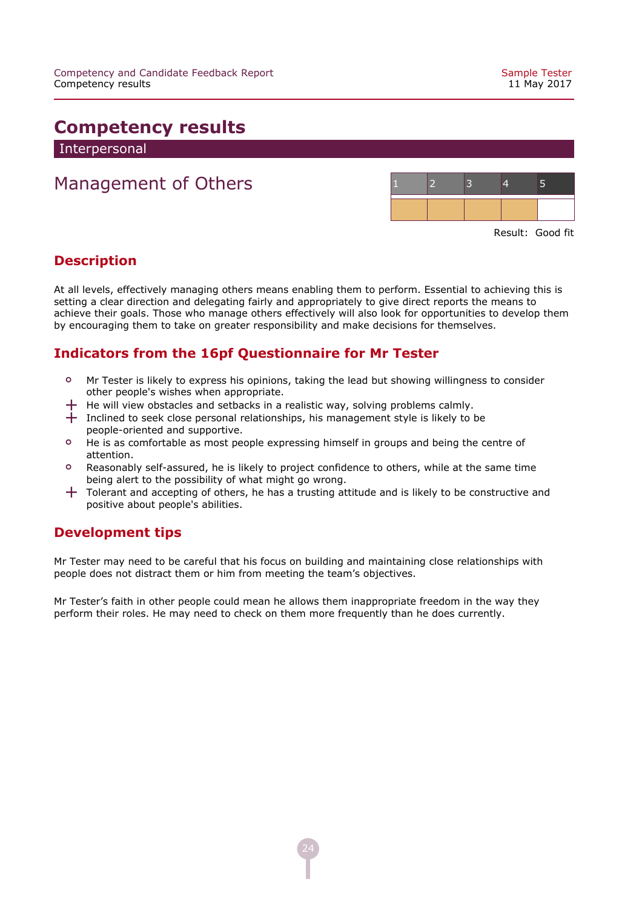# Competency results

## Interpersonal

## Management of Others

| 1 | 2 | 3 | 4 | 5 |
|---|---|---|---|---|
| ■ | ■ | ■ | ■ | |

Result: Good fit

### Description

At all levels, effectively managing others means enabling them to perform. Essential to achieving this is setting a clear direction and delegating fairly and appropriately to give direct reports the means to achieve their goals. Those who manage others effectively will also look for opportunities to develop them by encouraging them to take on greater responsibility and make decisions for themselves.

### Indicators from the 16pf Questionnaire for Mr Tester

- ○ Mr Tester is likely to express his opinions, taking the lead but showing willingness to consider other people's wishes when appropriate.
- + He will view obstacles and setbacks in a realistic way, solving problems calmly.
- + Inclined to seek close personal relationships, his management style is likely to be people-oriented and supportive.
- ○ He is as comfortable as most people expressing himself in groups and being the centre of attention.
- ○ Reasonably self-assured, he is likely to project confidence to others, while at the same time being alert to the possibility of what might go wrong.
- + Tolerant and accepting of others, he has a trusting attitude and is likely to be constructive and positive about people's abilities.

### Development tips

Mr Tester may need to be careful that his focus on building and maintaining close relationships with people does not distract them or him from meeting the team's objectives.

Mr Tester's faith in other people could mean he allows them inappropriate freedom in the way they perform their roles. He may need to check on them more frequently than he does currently.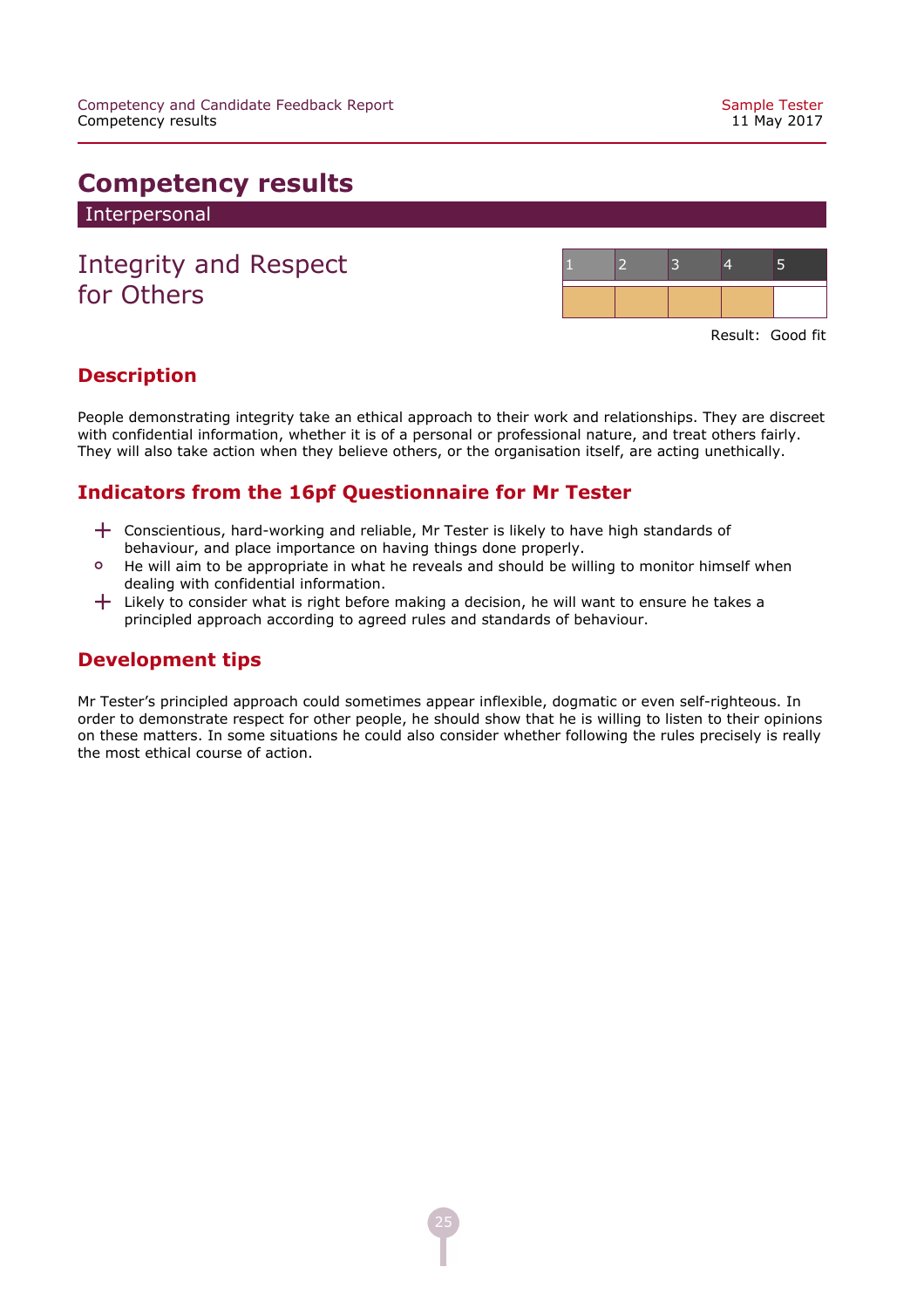# Competency results

## Interpersonal

## Integrity and Respect for Others

| 1 | 2 | 3 | 4 | 5 |
|---|---|---|---|---|
| ■ | ■ | ■ | ■ | |

Result: Good fit

### Description

People demonstrating integrity take an ethical approach to their work and relationships. They are discreet with confidential information, whether it is of a personal or professional nature, and treat others fairly. They will also take action when they believe others, or the organisation itself, are acting unethically.

### Indicators from the 16pf Questionnaire for Mr Tester

- + Conscientious, hard-working and reliable, Mr Tester is likely to have high standards of behaviour, and place importance on having things done properly.
- o He will aim to be appropriate in what he reveals and should be willing to monitor himself when dealing with confidential information.
- + Likely to consider what is right before making a decision, he will want to ensure he takes a principled approach according to agreed rules and standards of behaviour.

### Development tips

Mr Tester's principled approach could sometimes appear inflexible, dogmatic or even self-righteous. In order to demonstrate respect for other people, he should show that he is willing to listen to their opinions on these matters. In some situations he could also consider whether following the rules precisely is really the most ethical course of action.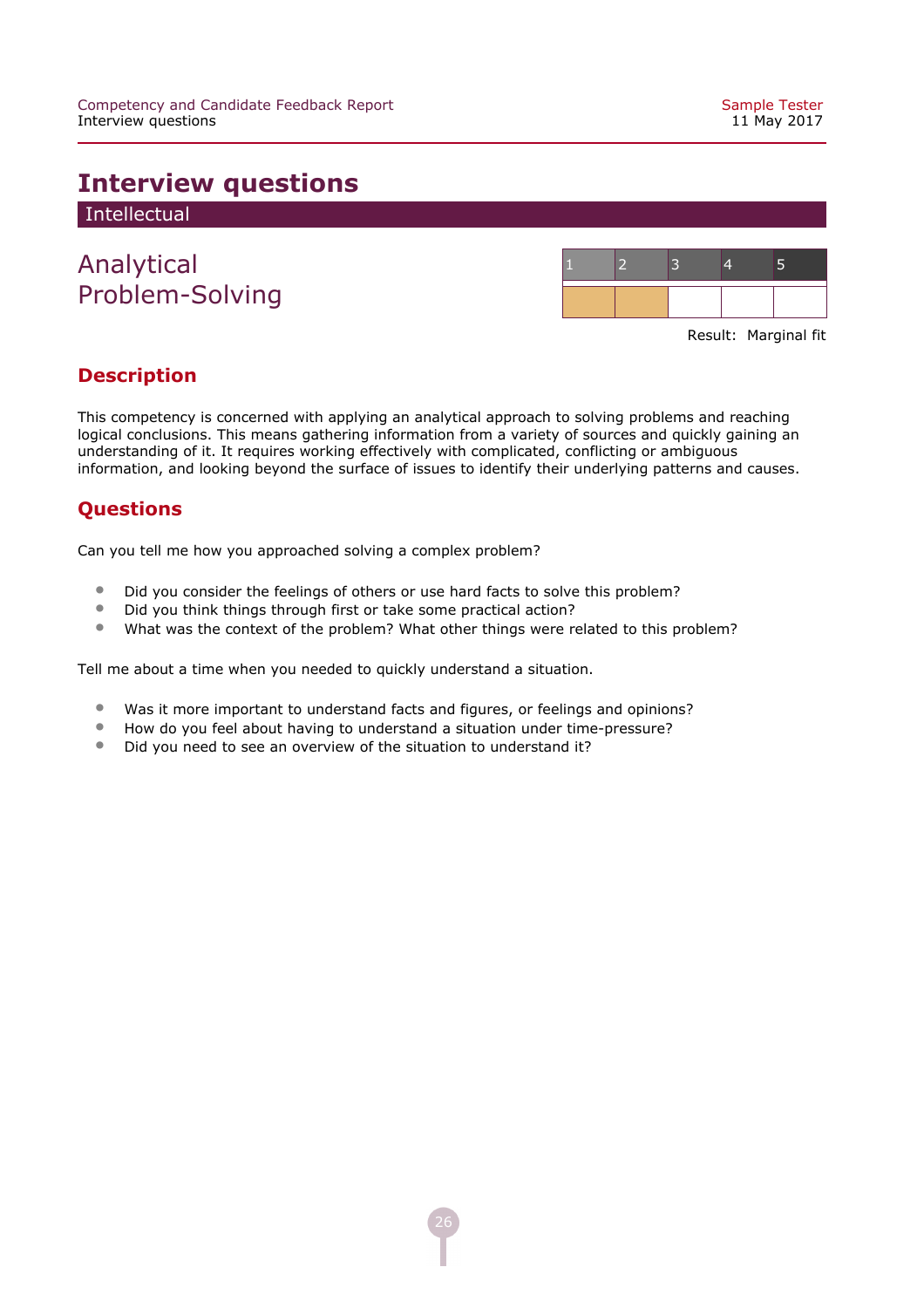# Interview questions

## Intellectual

### Analytical Problem-Solving

| 1 | 2 | 3 | 4 | 5 |
|---|---|---|---|---|
| ■ | ■ | | | |

Result: Marginal fit

## Description

This competency is concerned with applying an analytical approach to solving problems and reaching logical conclusions. This means gathering information from a variety of sources and quickly gaining an understanding of it. It requires working effectively with complicated, conflicting or ambiguous information, and looking beyond the surface of issues to identify their underlying patterns and causes.

## Questions

Can you tell me how you approached solving a complex problem?

- Did you consider the feelings of others or use hard facts to solve this problem?
- Did you think things through first or take some practical action?
- What was the context of the problem? What other things were related to this problem?

Tell me about a time when you needed to quickly understand a situation.

- Was it more important to understand facts and figures, or feelings and opinions?
- How do you feel about having to understand a situation under time-pressure?
- Did you need to see an overview of the situation to understand it?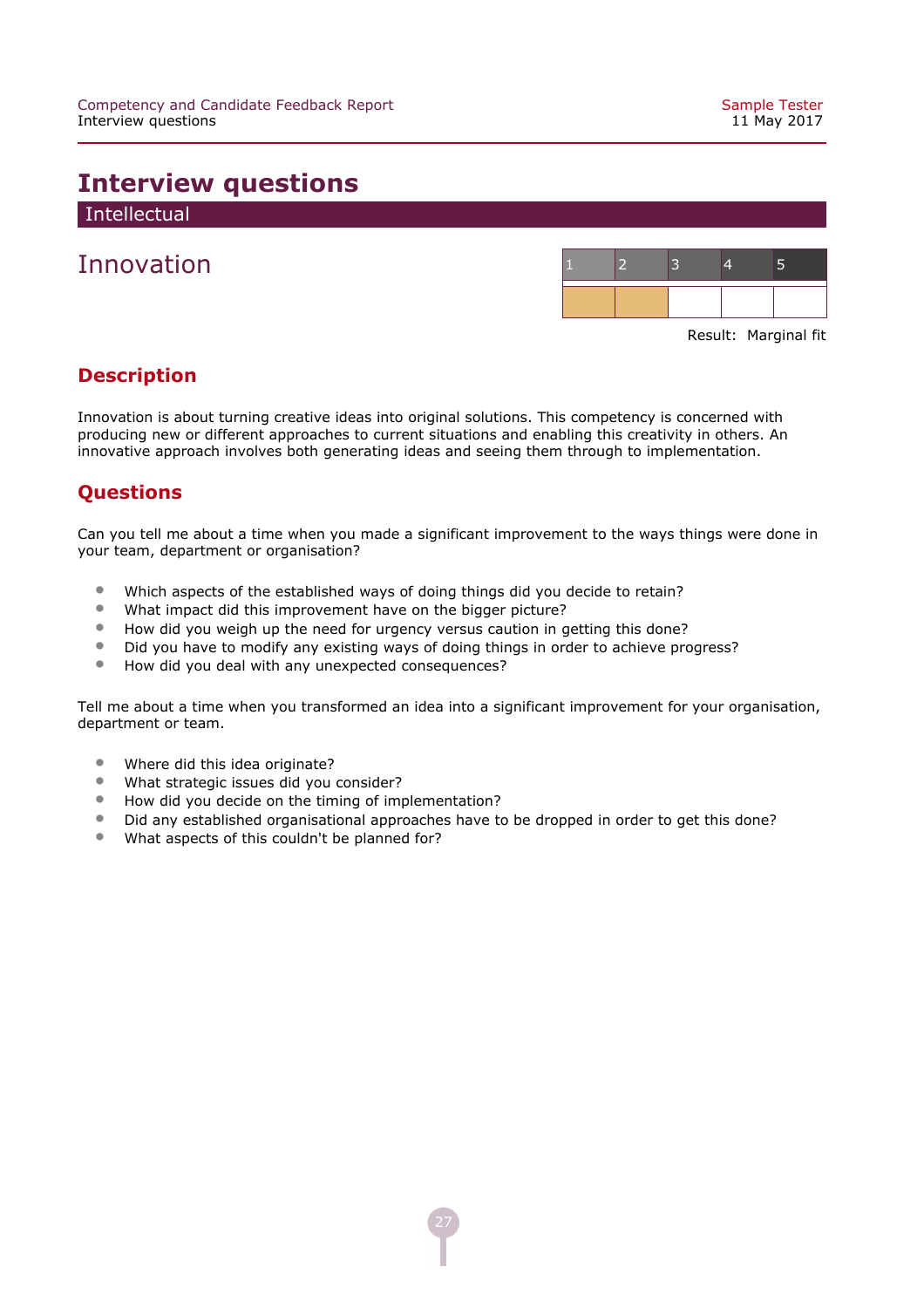# Interview questions

## Intellectual

### Innovation

| 1 | 2 | 3 | 4 | 5 |
|---|---|---|---|---|
| ■ | ■ | | | |

Result: Marginal fit

#### Description

Innovation is about turning creative ideas into original solutions. This competency is concerned with producing new or different approaches to current situations and enabling this creativity in others. An innovative approach involves both generating ideas and seeing them through to implementation.

#### Questions

Can you tell me about a time when you made a significant improvement to the ways things were done in your team, department or organisation?

- Which aspects of the established ways of doing things did you decide to retain?
- What impact did this improvement have on the bigger picture?
- How did you weigh up the need for urgency versus caution in getting this done?
- Did you have to modify any existing ways of doing things in order to achieve progress?
- How did you deal with any unexpected consequences?

Tell me about a time when you transformed an idea into a significant improvement for your organisation, department or team.

- Where did this idea originate?
- What strategic issues did you consider?
- How did you decide on the timing of implementation?
- Did any established organisational approaches have to be dropped in order to get this done?
- What aspects of this couldn't be planned for?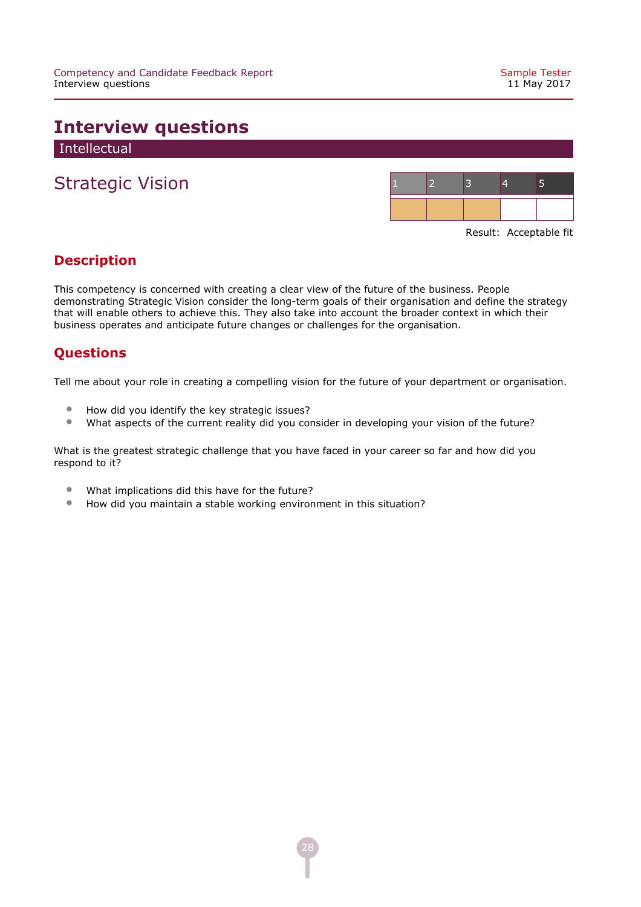# Interview questions

## Intellectual

### Strategic Vision

| 1 | 2 | 3 | 4 | 5 |
|---|---|---|---|---|
| ■ | ■ | ■ | | |

Result: Acceptable fit

#### Description

This competency is concerned with creating a clear view of the future of the business. People demonstrating Strategic Vision consider the long-term goals of their organisation and define the strategy that will enable others to achieve this. They also take into account the broader context in which their business operates and anticipate future changes or challenges for the organisation.

#### Questions

Tell me about your role in creating a compelling vision for the future of your department or organisation.

- How did you identify the key strategic issues?
- What aspects of the current reality did you consider in developing your vision of the future?

What is the greatest strategic challenge that you have faced in your career so far and how did you respond to it?

- What implications did this have for the future?
- How did you maintain a stable working environment in this situation?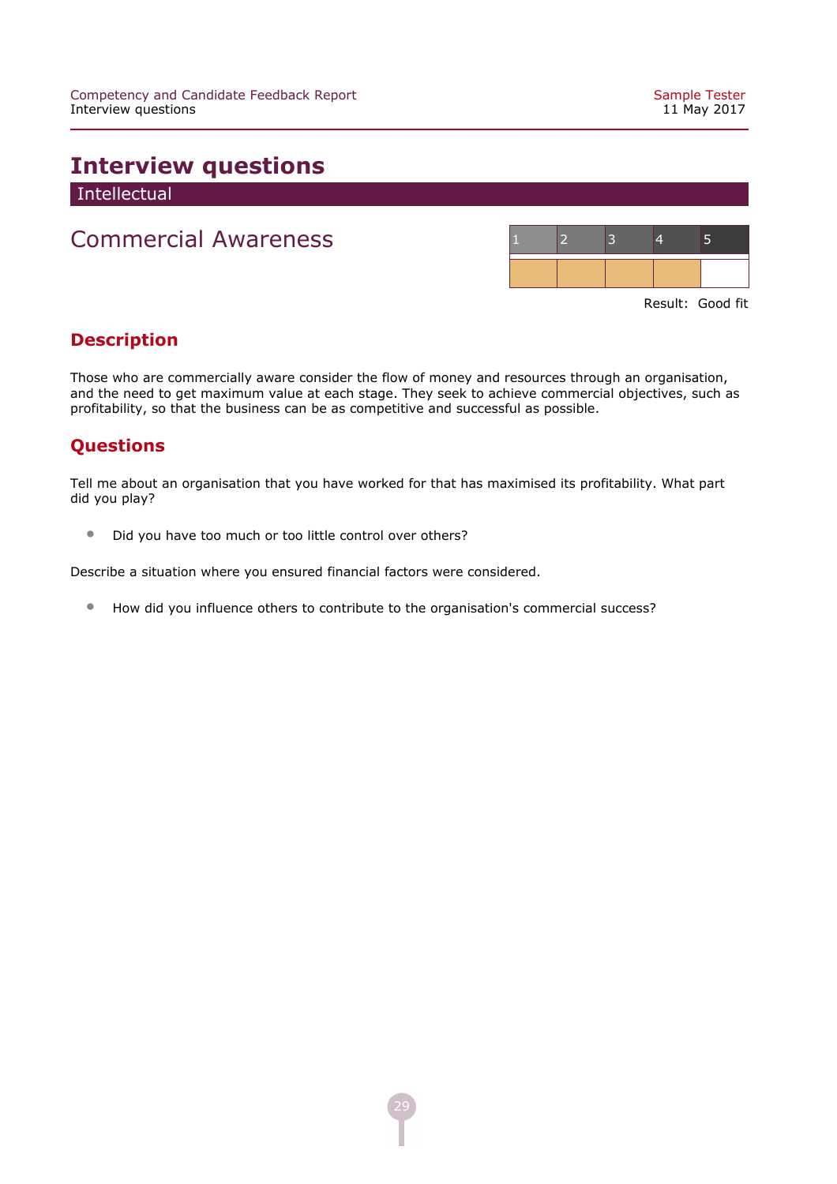# Interview questions

## Intellectual

## Commercial Awareness

| 1 | 2 | 3 | 4 | 5 |
|---|---|---|---|---|
| ■ | ■ | ■ | ■ | |

Result: Good fit

### Description

Those who are commercially aware consider the flow of money and resources through an organisation, and the need to get maximum value at each stage. They seek to achieve commercial objectives, such as profitability, so that the business can be as competitive and successful as possible.

### Questions

Tell me about an organisation that you have worked for that has maximised its profitability. What part did you play?

- Did you have too much or too little control over others?

Describe a situation where you ensured financial factors were considered.

- How did you influence others to contribute to the organisation's commercial success?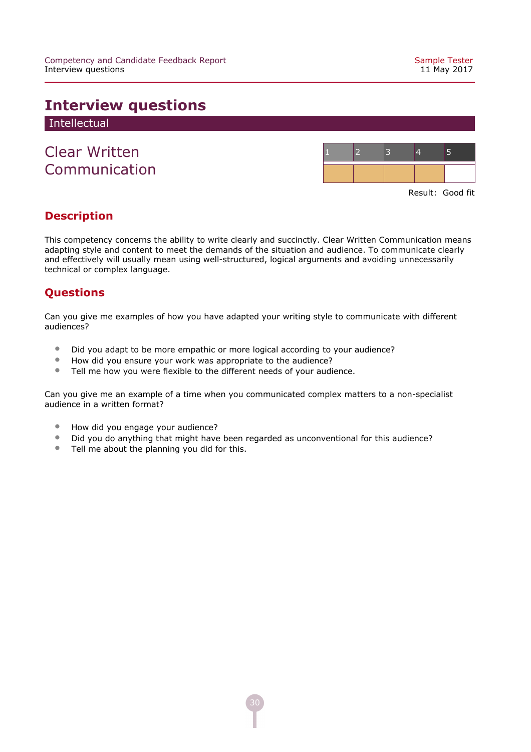# Interview questions

## Intellectual

### Clear Written Communication

| 1 | 2 | 3 | 4 | 5 |
|---|---|---|---|---|
| ■ | ■ | ■ | ■ | |

Result: Good fit

## Description

This competency concerns the ability to write clearly and succinctly. Clear Written Communication means adapting style and content to meet the demands of the situation and audience. To communicate clearly and effectively will usually mean using well-structured, logical arguments and avoiding unnecessarily technical or complex language.

## Questions

Can you give me examples of how you have adapted your writing style to communicate with different audiences?

- Did you adapt to be more empathic or more logical according to your audience?
- How did you ensure your work was appropriate to the audience?
- Tell me how you were flexible to the different needs of your audience.

Can you give me an example of a time when you communicated complex matters to a non-specialist audience in a written format?

- How did you engage your audience?
- Did you do anything that might have been regarded as unconventional for this audience?
- Tell me about the planning you did for this.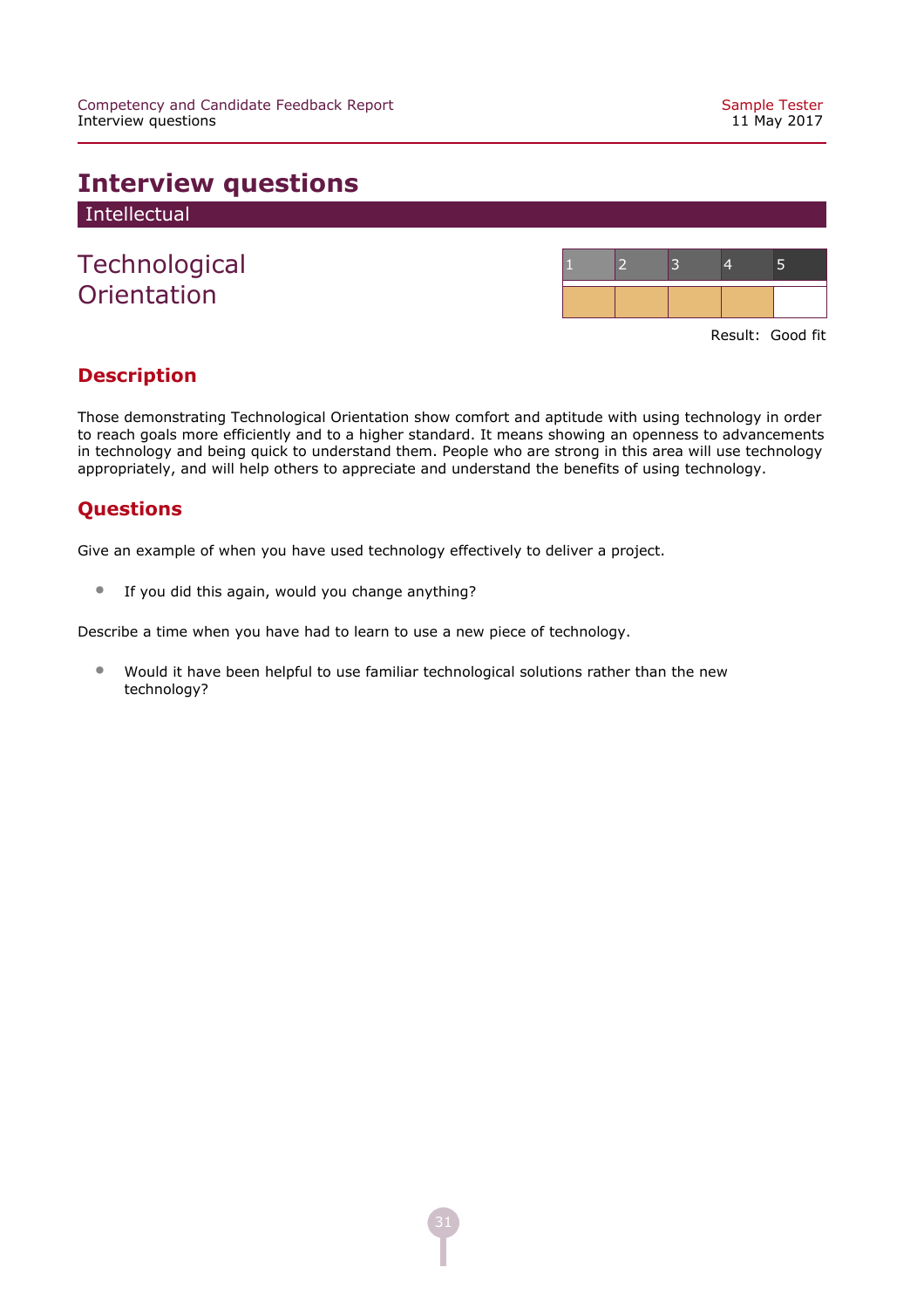# Interview questions

## Intellectual

### Technological Orientation

| 1 | 2 | 3 | 4 | 5 |
|---|---|---|---|---|
| ■ | ■ | ■ | ■ | |

Result: Good fit

## Description

Those demonstrating Technological Orientation show comfort and aptitude with using technology in order to reach goals more efficiently and to a higher standard. It means showing an openness to advancements in technology and being quick to understand them. People who are strong in this area will use technology appropriately, and will help others to appreciate and understand the benefits of using technology.

## Questions

Give an example of when you have used technology effectively to deliver a project.

- If you did this again, would you change anything?

Describe a time when you have had to learn to use a new piece of technology.

- Would it have been helpful to use familiar technological solutions rather than the new technology?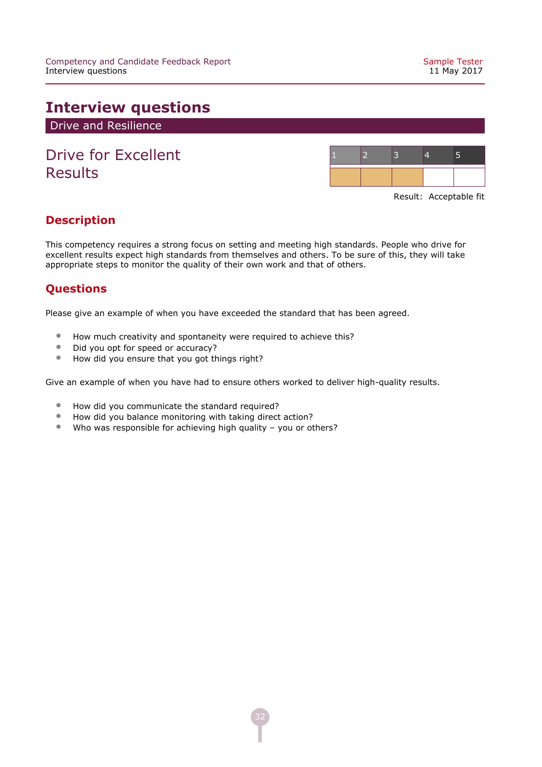# Interview questions

## Drive and Resilience

### Drive for Excellent Results

| 1 | 2 | 3 | 4 | 5 |
|---|---|---|---|---|
| ■ | ■ | ■ | | |

Result: Acceptable fit

### Description

This competency requires a strong focus on setting and meeting high standards. People who drive for excellent results expect high standards from themselves and others. To be sure of this, they will take appropriate steps to monitor the quality of their own work and that of others.

### Questions

Please give an example of when you have exceeded the standard that has been agreed.

- How much creativity and spontaneity were required to achieve this?
- Did you opt for speed or accuracy?
- How did you ensure that you got things right?

Give an example of when you have had to ensure others worked to deliver high-quality results.

- How did you communicate the standard required?
- How did you balance monitoring with taking direct action?
- Who was responsible for achieving high quality – you or others?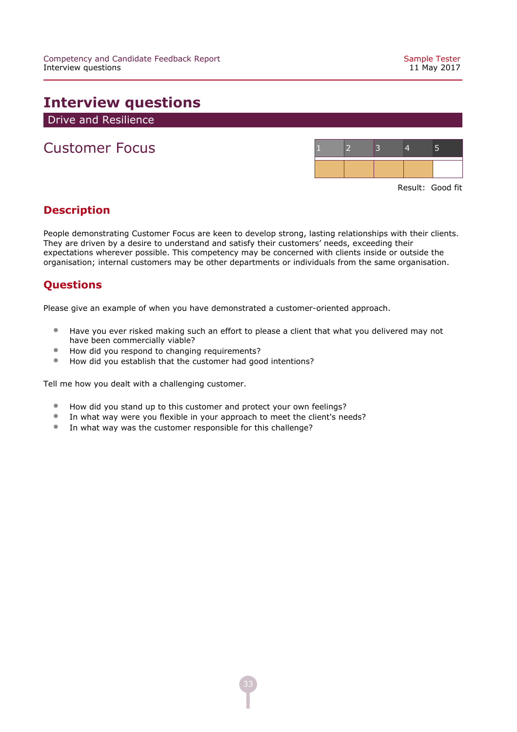# Interview questions

## Drive and Resilience

## Customer Focus

| 1 | 2 | 3 | 4 | 5 |
|---|---|---|---|---|
| ■ | ■ | ■ | ■ |  |

Result: Good fit

### Description

People demonstrating Customer Focus are keen to develop strong, lasting relationships with their clients. They are driven by a desire to understand and satisfy their customers' needs, exceeding their expectations wherever possible. This competency may be concerned with clients inside or outside the organisation; internal customers may be other departments or individuals from the same organisation.

### Questions

Please give an example of when you have demonstrated a customer-oriented approach.

- Have you ever risked making such an effort to please a client that what you delivered may not have been commercially viable?
- How did you respond to changing requirements?
- How did you establish that the customer had good intentions?

Tell me how you dealt with a challenging customer.

- How did you stand up to this customer and protect your own feelings?
- In what way were you flexible in your approach to meet the client's needs?
- In what way was the customer responsible for this challenge?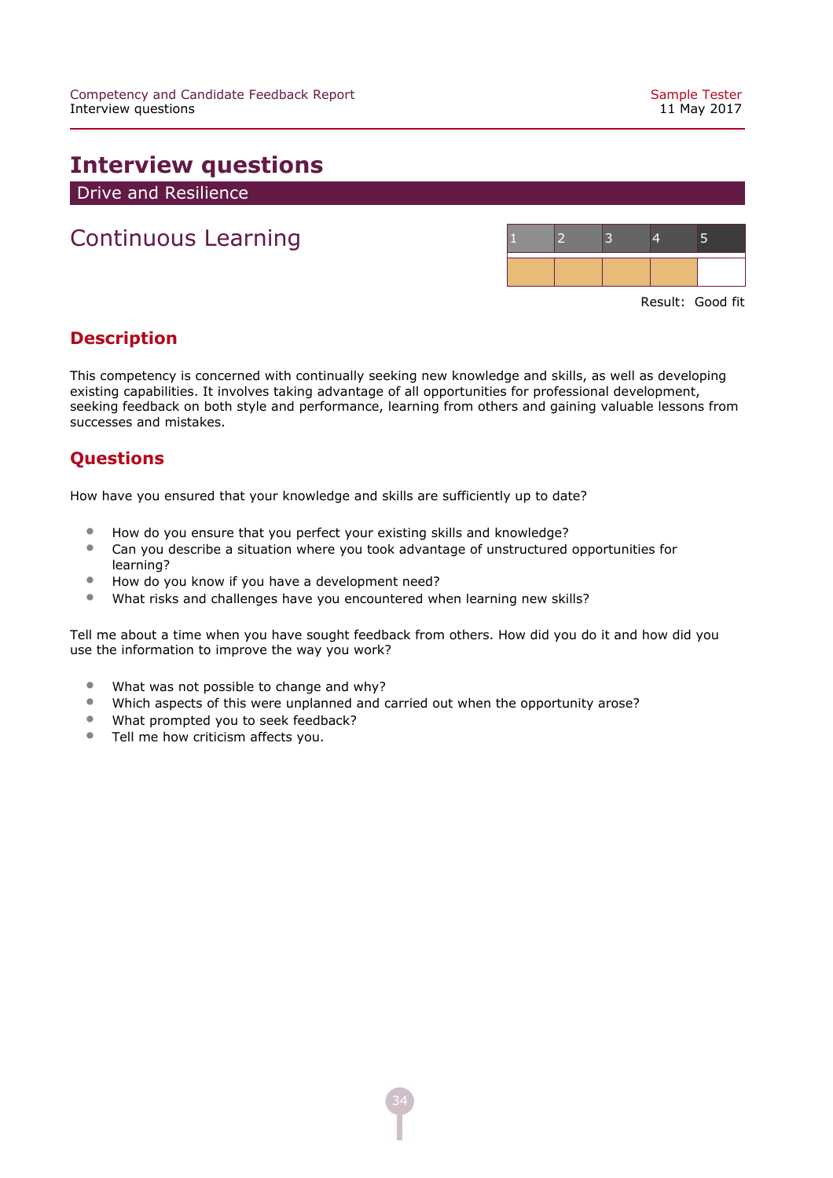# Interview questions

## Drive and Resilience

## Continuous Learning

| 1 | 2 | 3 | 4 | 5 |
|---|---|---|---|---|
| ■ | ■ | ■ | ■ | |

Result: Good fit

### Description

This competency is concerned with continually seeking new knowledge and skills, as well as developing existing capabilities. It involves taking advantage of all opportunities for professional development, seeking feedback on both style and performance, learning from others and gaining valuable lessons from successes and mistakes.

### Questions

How have you ensured that your knowledge and skills are sufficiently up to date?

- How do you ensure that you perfect your existing skills and knowledge?
- Can you describe a situation where you took advantage of unstructured opportunities for learning?
- How do you know if you have a development need?
- What risks and challenges have you encountered when learning new skills?

Tell me about a time when you have sought feedback from others. How did you do it and how did you use the information to improve the way you work?

- What was not possible to change and why?
- Which aspects of this were unplanned and carried out when the opportunity arose?
- What prompted you to seek feedback?
- Tell me how criticism affects you.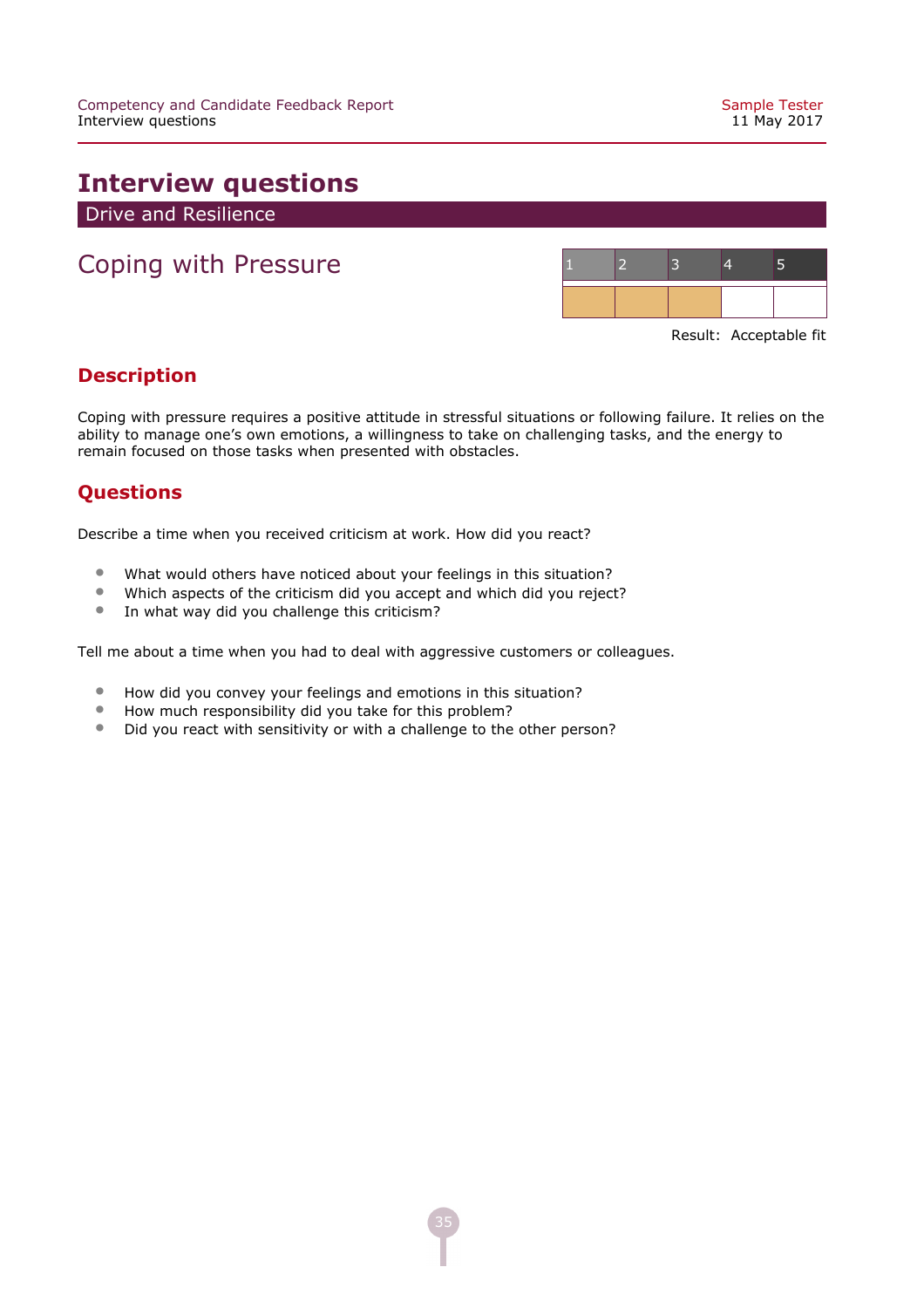# Interview questions

## Drive and Resilience

### Coping with Pressure

| 1 | 2 | 3 | 4 | 5 |
|---|---|---|---|---|
| ■ | ■ | ■ | | |

Result: Acceptable fit

#### Description

Coping with pressure requires a positive attitude in stressful situations or following failure. It relies on the ability to manage one's own emotions, a willingness to take on challenging tasks, and the energy to remain focused on those tasks when presented with obstacles.

#### Questions

Describe a time when you received criticism at work. How did you react?

- What would others have noticed about your feelings in this situation?
- Which aspects of the criticism did you accept and which did you reject?
- In what way did you challenge this criticism?

Tell me about a time when you had to deal with aggressive customers or colleagues.

- How did you convey your feelings and emotions in this situation?
- How much responsibility did you take for this problem?
- Did you react with sensitivity or with a challenge to the other person?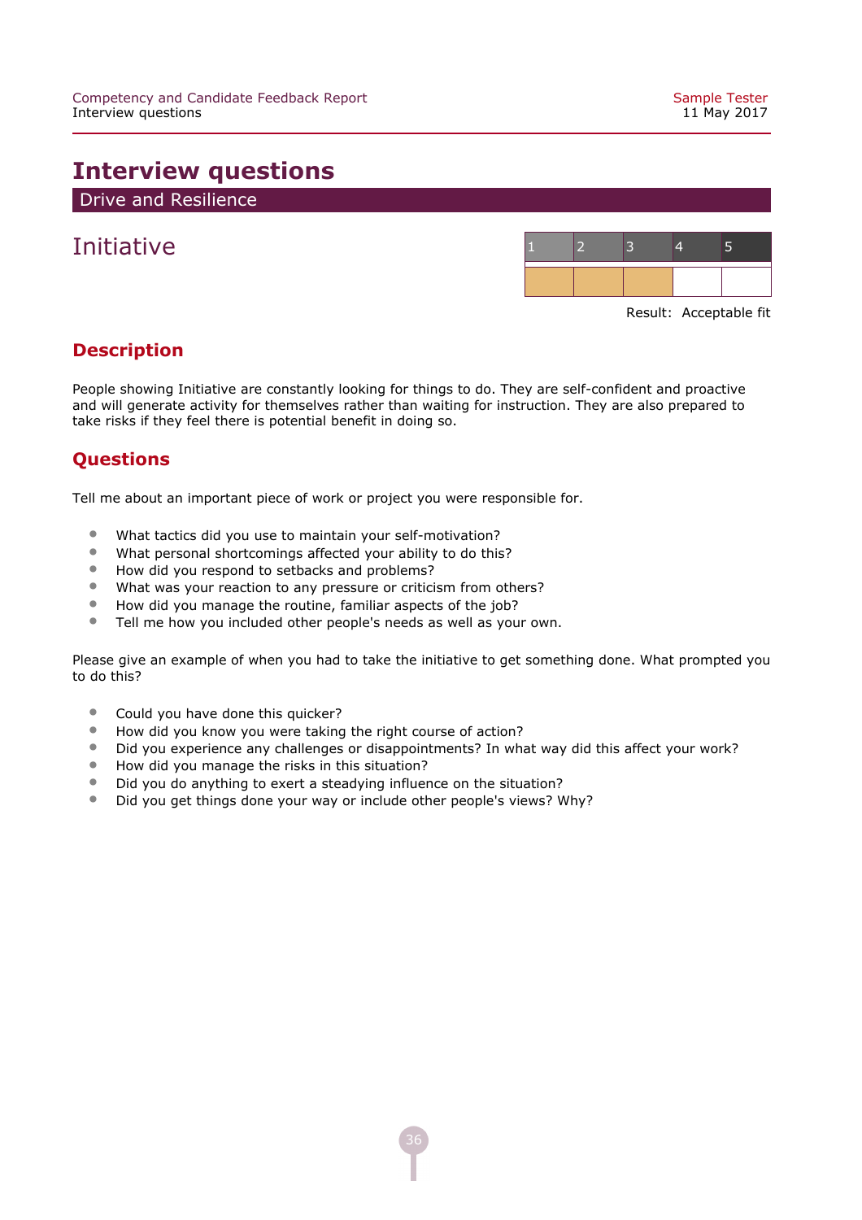# Interview questions

## Drive and Resilience

### Initiative

| 1 | 2 | 3 | 4 | 5 |
|---|---|---|---|---|
| ■ | ■ | ■ | | |

Result: Acceptable fit

## Description

People showing Initiative are constantly looking for things to do. They are self-confident and proactive and will generate activity for themselves rather than waiting for instruction. They are also prepared to take risks if they feel there is potential benefit in doing so.

## Questions

Tell me about an important piece of work or project you were responsible for.

- What tactics did you use to maintain your self-motivation?
- What personal shortcomings affected your ability to do this?
- How did you respond to setbacks and problems?
- What was your reaction to any pressure or criticism from others?
- How did you manage the routine, familiar aspects of the job?
- Tell me how you included other people's needs as well as your own.

Please give an example of when you had to take the initiative to get something done. What prompted you to do this?

- Could you have done this quicker?
- How did you know you were taking the right course of action?
- Did you experience any challenges or disappointments? In what way did this affect your work?
- How did you manage the risks in this situation?
- Did you do anything to exert a steadying influence on the situation?
- Did you get things done your way or include other people's views? Why?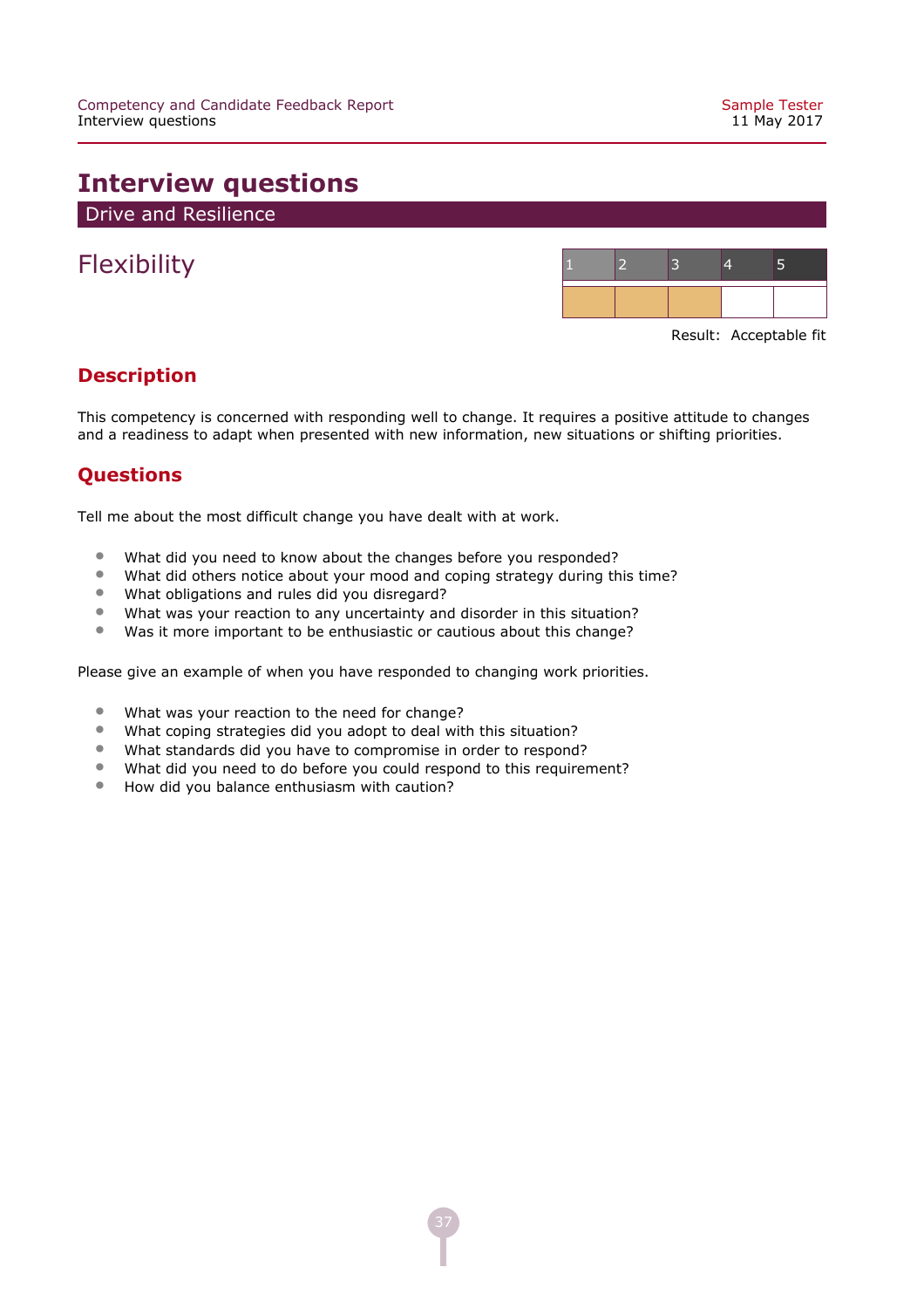# Interview questions

## Drive and Resilience

## Flexibility

| 1 | 2 | 3 | 4 | 5 |
|---|---|---|---|---|
| ■ | ■ | ■ | | |

Result: Acceptable fit

### Description

This competency is concerned with responding well to change. It requires a positive attitude to changes and a readiness to adapt when presented with new information, new situations or shifting priorities.

### Questions

Tell me about the most difficult change you have dealt with at work.

- What did you need to know about the changes before you responded?
- What did others notice about your mood and coping strategy during this time?
- What obligations and rules did you disregard?
- What was your reaction to any uncertainty and disorder in this situation?
- Was it more important to be enthusiastic or cautious about this change?

Please give an example of when you have responded to changing work priorities.

- What was your reaction to the need for change?
- What coping strategies did you adopt to deal with this situation?
- What standards did you have to compromise in order to respond?
- What did you need to do before you could respond to this requirement?
- How did you balance enthusiasm with caution?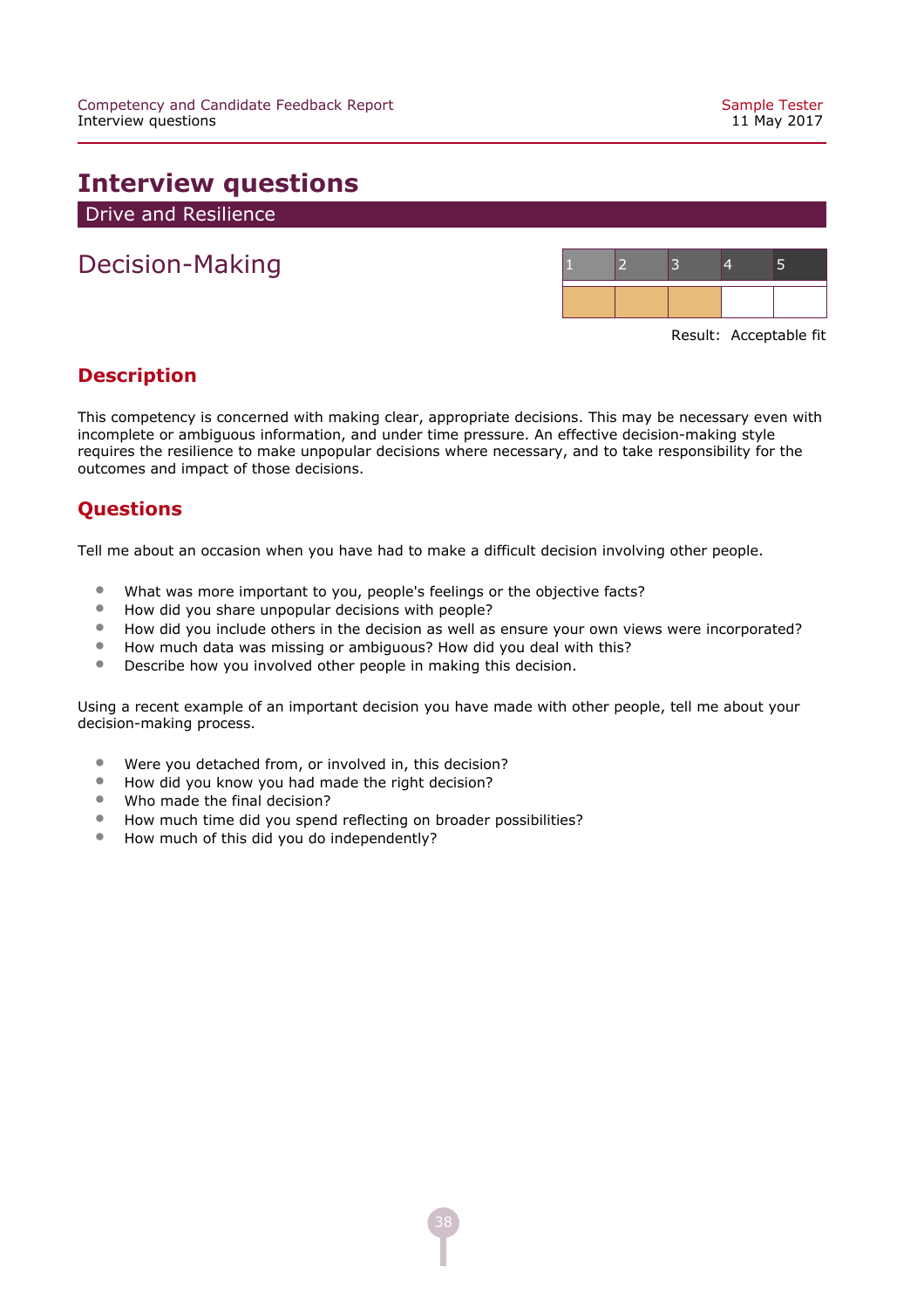# Interview questions

## Drive and Resilience

## Decision-Making

| 1 | 2 | 3 | 4 | 5 |
|---|---|---|---|---|
| ■ | ■ | ■ | | |

Result: Acceptable fit

### Description

This competency is concerned with making clear, appropriate decisions. This may be necessary even with incomplete or ambiguous information, and under time pressure. An effective decision-making style requires the resilience to make unpopular decisions where necessary, and to take responsibility for the outcomes and impact of those decisions.

### Questions

Tell me about an occasion when you have had to make a difficult decision involving other people.

- What was more important to you, people's feelings or the objective facts?
- How did you share unpopular decisions with people?
- How did you include others in the decision as well as ensure your own views were incorporated?
- How much data was missing or ambiguous? How did you deal with this?
- Describe how you involved other people in making this decision.

Using a recent example of an important decision you have made with other people, tell me about your decision-making process.

- Were you detached from, or involved in, this decision?
- How did you know you had made the right decision?
- Who made the final decision?
- How much time did you spend reflecting on broader possibilities?
- How much of this did you do independently?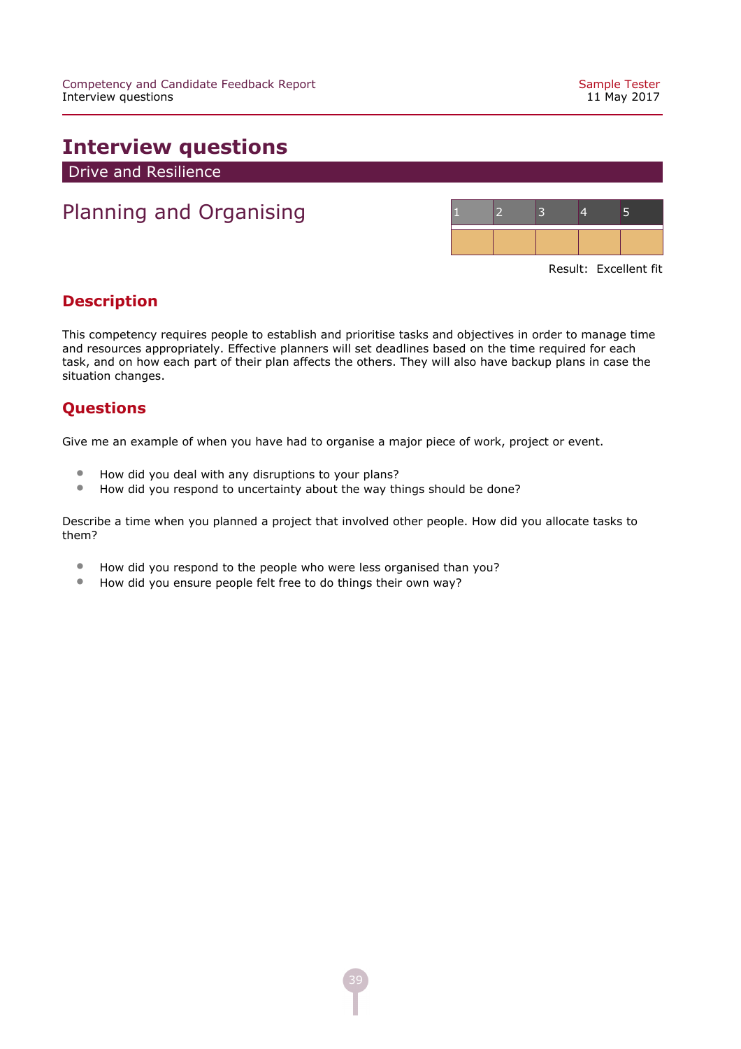# Interview questions

## Drive and Resilience

## Planning and Organising

| 1 | 2 | 3 | 4 | 5 |
|---|---|---|---|---|
| | | | | |

Result: Excellent fit

### Description

This competency requires people to establish and prioritise tasks and objectives in order to manage time and resources appropriately. Effective planners will set deadlines based on the time required for each task, and on how each part of their plan affects the others. They will also have backup plans in case the situation changes.

### Questions

Give me an example of when you have had to organise a major piece of work, project or event.

- How did you deal with any disruptions to your plans?
- How did you respond to uncertainty about the way things should be done?

Describe a time when you planned a project that involved other people. How did you allocate tasks to them?

- How did you respond to the people who were less organised than you?
- How did you ensure people felt free to do things their own way?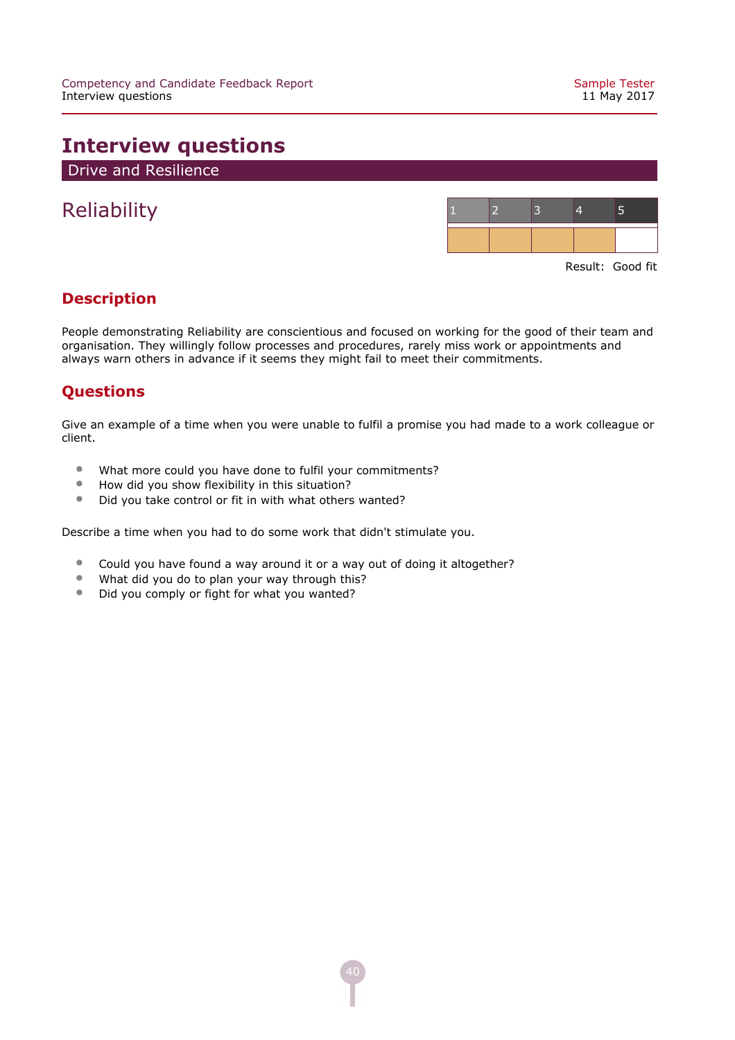# Interview questions

## Drive and Resilience

## Reliability

| 1 | 2 | 3 | 4 | 5 |
|---|---|---|---|---|
| ■ | ■ | ■ | ■ | |

Result: Good fit

### Description

People demonstrating Reliability are conscientious and focused on working for the good of their team and organisation. They willingly follow processes and procedures, rarely miss work or appointments and always warn others in advance if it seems they might fail to meet their commitments.

### Questions

Give an example of a time when you were unable to fulfil a promise you had made to a work colleague or client.

- What more could you have done to fulfil your commitments?
- How did you show flexibility in this situation?
- Did you take control or fit in with what others wanted?

Describe a time when you had to do some work that didn't stimulate you.

- Could you have found a way around it or a way out of doing it altogether?
- What did you do to plan your way through this?
- Did you comply or fight for what you wanted?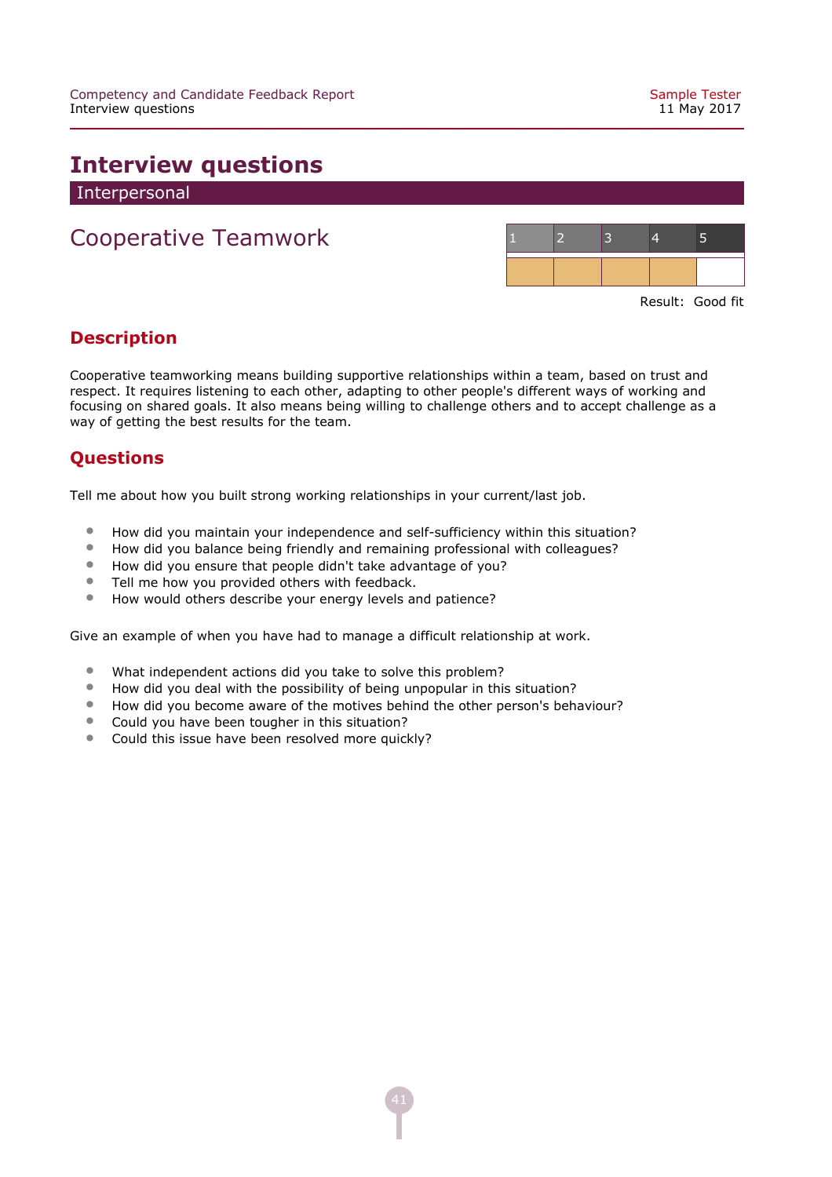# Interview questions

## Interpersonal

### Cooperative Teamwork

| 1 | 2 | 3 | 4 | 5 |
|---|---|---|---|---|
| ■ | ■ | ■ | ■ | |

Result: Good fit

### Description

Cooperative teamworking means building supportive relationships within a team, based on trust and respect. It requires listening to each other, adapting to other people's different ways of working and focusing on shared goals. It also means being willing to challenge others and to accept challenge as a way of getting the best results for the team.

### Questions

Tell me about how you built strong working relationships in your current/last job.

- How did you maintain your independence and self-sufficiency within this situation?
- How did you balance being friendly and remaining professional with colleagues?
- How did you ensure that people didn't take advantage of you?
- Tell me how you provided others with feedback.
- How would others describe your energy levels and patience?

Give an example of when you have had to manage a difficult relationship at work.

- What independent actions did you take to solve this problem?
- How did you deal with the possibility of being unpopular in this situation?
- How did you become aware of the motives behind the other person's behaviour?
- Could you have been tougher in this situation?
- Could this issue have been resolved more quickly?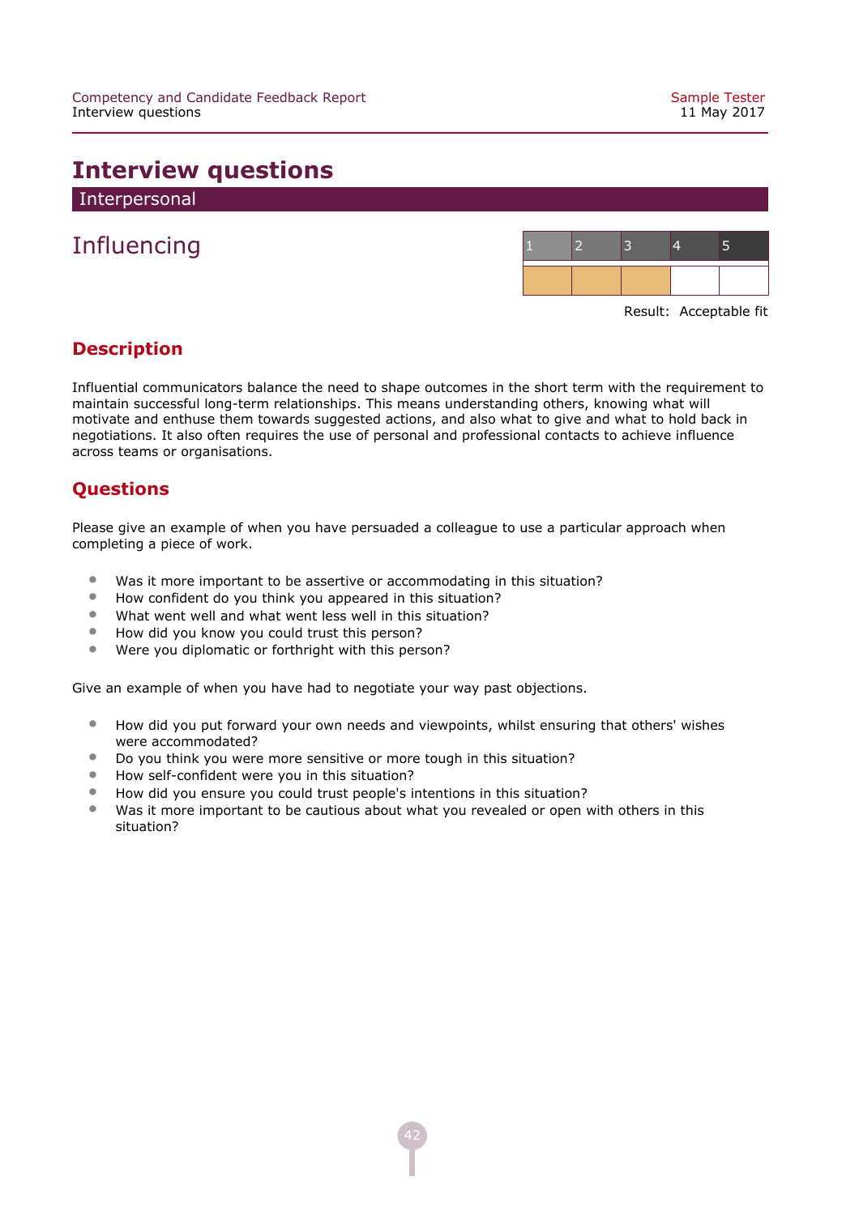# Interview questions

## Interpersonal

## Influencing

| 1 | 2 | 3 | 4 | 5 |
|---|---|---|---|---|
| ■ | ■ | ■ | | |

Result: Acceptable fit

### Description

Influential communicators balance the need to shape outcomes in the short term with the requirement to maintain successful long-term relationships. This means understanding others, knowing what will motivate and enthuse them towards suggested actions, and also what to give and what to hold back in negotiations. It also often requires the use of personal and professional contacts to achieve influence across teams or organisations.

### Questions

Please give an example of when you have persuaded a colleague to use a particular approach when completing a piece of work.

- Was it more important to be assertive or accommodating in this situation?
- How confident do you think you appeared in this situation?
- What went well and what went less well in this situation?
- How did you know you could trust this person?
- Were you diplomatic or forthright with this person?

Give an example of when you have had to negotiate your way past objections.

- How did you put forward your own needs and viewpoints, whilst ensuring that others' wishes were accommodated?
- Do you think you were more sensitive or more tough in this situation?
- How self-confident were you in this situation?
- How did you ensure you could trust people's intentions in this situation?
- Was it more important to be cautious about what you revealed or open with others in this situation?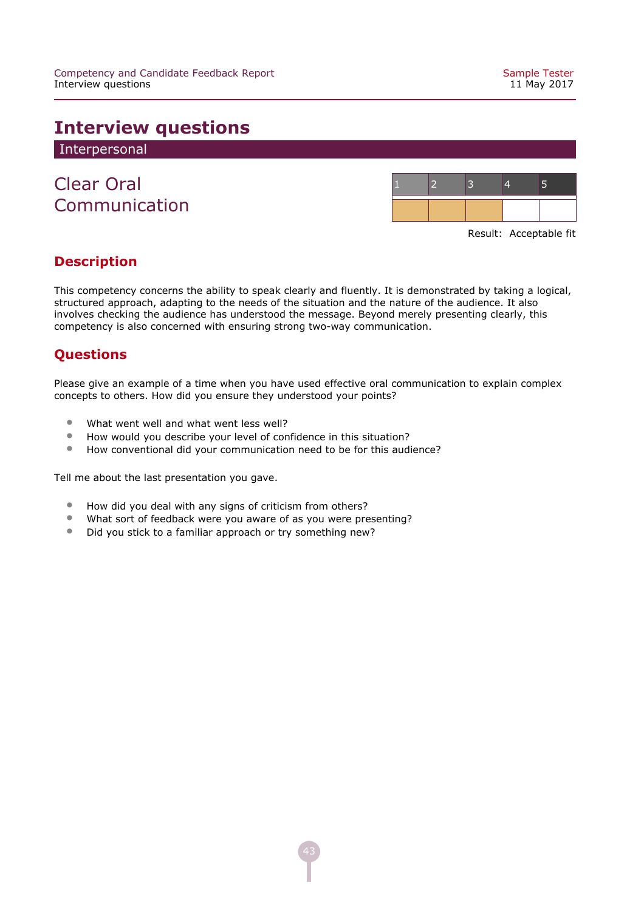# Interview questions

## Interpersonal

### Clear Oral Communication

| 1 | 2 | 3 | 4 | 5 |
|---|---|---|---|---|
| ■ | ■ | ■ | | |

Result: Acceptable fit

## Description

This competency concerns the ability to speak clearly and fluently. It is demonstrated by taking a logical, structured approach, adapting to the needs of the situation and the nature of the audience. It also involves checking the audience has understood the message. Beyond merely presenting clearly, this competency is also concerned with ensuring strong two-way communication.

## Questions

Please give an example of a time when you have used effective oral communication to explain complex concepts to others. How did you ensure they understood your points?

- What went well and what went less well?
- How would you describe your level of confidence in this situation?
- How conventional did your communication need to be for this audience?

Tell me about the last presentation you gave.

- How did you deal with any signs of criticism from others?
- What sort of feedback were you aware of as you were presenting?
- Did you stick to a familiar approach or try something new?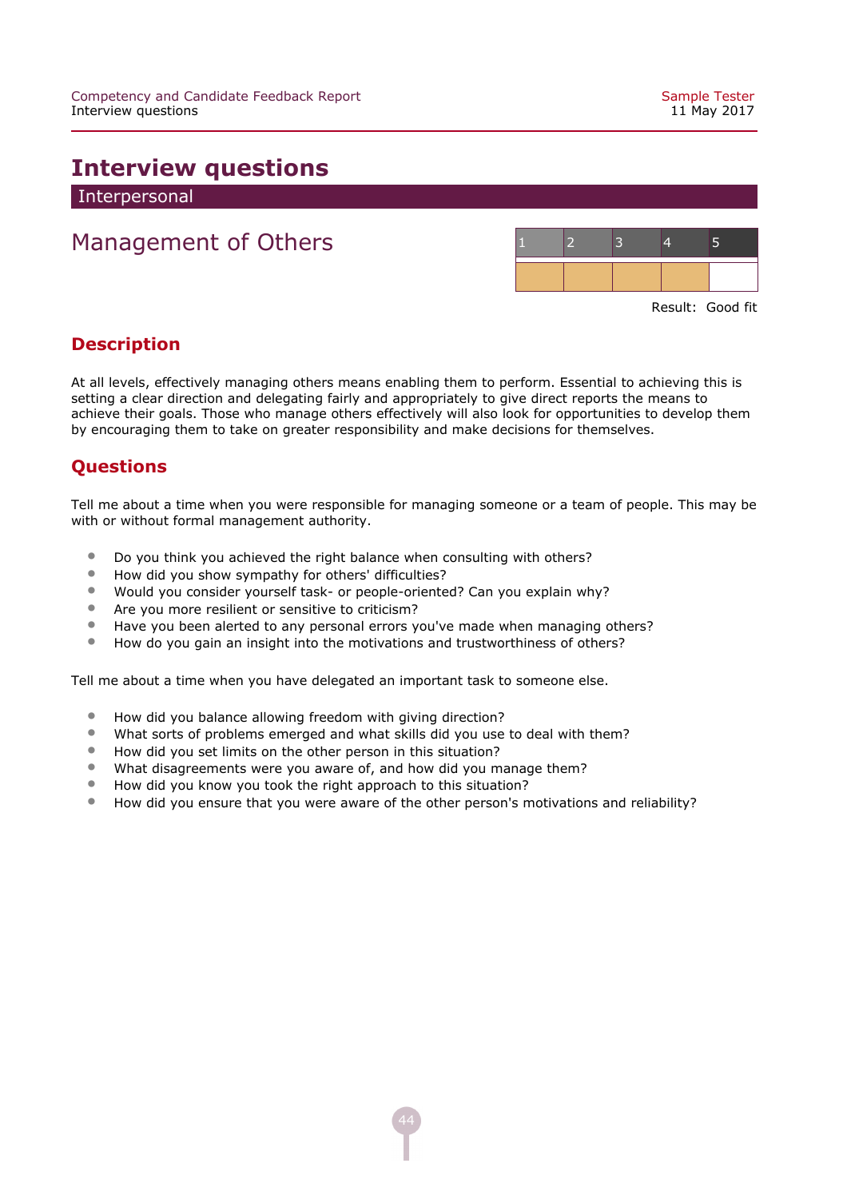# Interview questions

## Interpersonal

### Management of Others

| 1 | 2 | 3 | 4 | 5 |
|---|---|---|---|---|
| ■ | ■ | ■ | ■ | |

Result: Good fit

#### Description

At all levels, effectively managing others means enabling them to perform. Essential to achieving this is setting a clear direction and delegating fairly and appropriately to give direct reports the means to achieve their goals. Those who manage others effectively will also look for opportunities to develop them by encouraging them to take on greater responsibility and make decisions for themselves.

#### Questions

Tell me about a time when you were responsible for managing someone or a team of people. This may be with or without formal management authority.

- Do you think you achieved the right balance when consulting with others?
- How did you show sympathy for others' difficulties?
- Would you consider yourself task- or people-oriented? Can you explain why?
- Are you more resilient or sensitive to criticism?
- Have you been alerted to any personal errors you've made when managing others?
- How do you gain an insight into the motivations and trustworthiness of others?

Tell me about a time when you have delegated an important task to someone else.

- How did you balance allowing freedom with giving direction?
- What sorts of problems emerged and what skills did you use to deal with them?
- How did you set limits on the other person in this situation?
- What disagreements were you aware of, and how did you manage them?
- How did you know you took the right approach to this situation?
- How did you ensure that you were aware of the other person's motivations and reliability?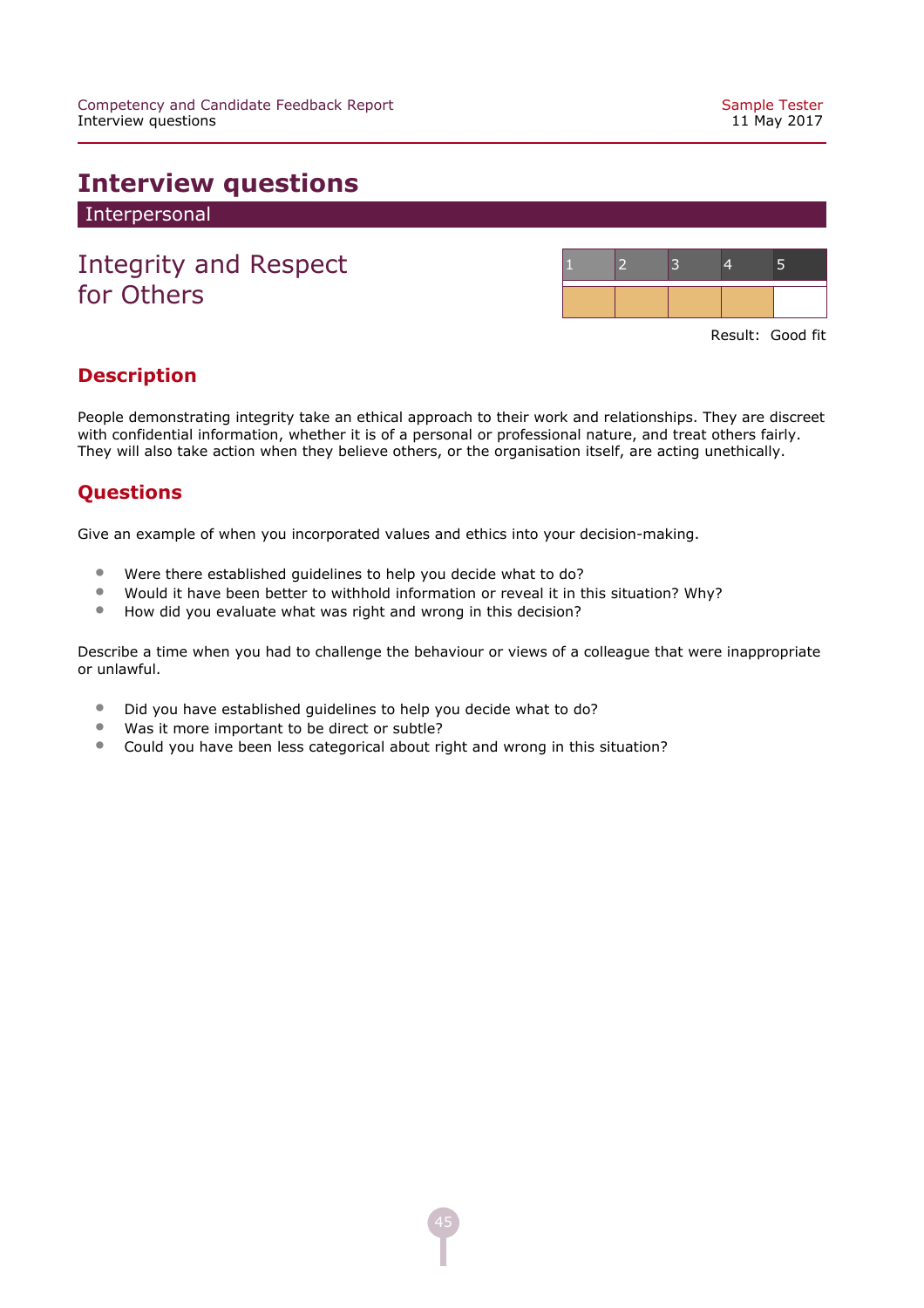# Interview questions

## Interpersonal

### Integrity and Respect for Others

| 1 | 2 | 3 | 4 | 5 |
|---|---|---|---|---|
| ■ | ■ | ■ | ■ | |

Result: Good fit

#### Description

People demonstrating integrity take an ethical approach to their work and relationships. They are discreet with confidential information, whether it is of a personal or professional nature, and treat others fairly. They will also take action when they believe others, or the organisation itself, are acting unethically.

#### Questions

Give an example of when you incorporated values and ethics into your decision-making.

- Were there established guidelines to help you decide what to do?
- Would it have been better to withhold information or reveal it in this situation? Why?
- How did you evaluate what was right and wrong in this decision?

Describe a time when you had to challenge the behaviour or views of a colleague that were inappropriate or unlawful.

- Did you have established guidelines to help you decide what to do?
- Was it more important to be direct or subtle?
- Could you have been less categorical about right and wrong in this situation?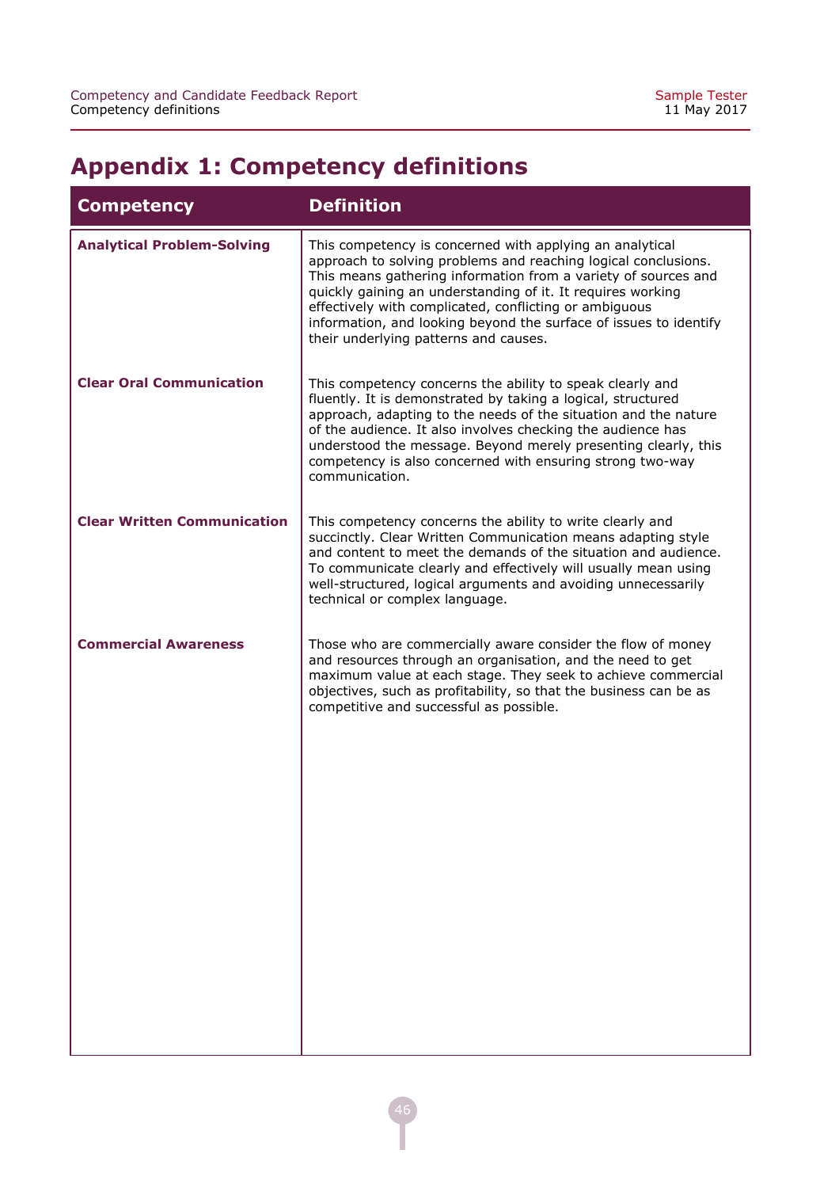# Appendix 1: Competency definitions

| Competency | Definition |
|---|---|
| **Analytical Problem-Solving** | This competency is concerned with applying an analytical approach to solving problems and reaching logical conclusions. This means gathering information from a variety of sources and quickly gaining an understanding of it. It requires working effectively with complicated, conflicting or ambiguous information, and looking beyond the surface of issues to identify their underlying patterns and causes. |
| **Clear Oral Communication** | This competency concerns the ability to speak clearly and fluently. It is demonstrated by taking a logical, structured approach, adapting to the needs of the situation and the nature of the audience. It also involves checking the audience has understood the message. Beyond merely presenting clearly, this competency is also concerned with ensuring strong two-way communication. |
| **Clear Written Communication** | This competency concerns the ability to write clearly and succinctly. Clear Written Communication means adapting style and content to meet the demands of the situation and audience. To communicate clearly and effectively will usually mean using well-structured, logical arguments and avoiding unnecessarily technical or complex language. |
| **Commercial Awareness** | Those who are commercially aware consider the flow of money and resources through an organisation, and the need to get maximum value at each stage. They seek to achieve commercial objectives, such as profitability, so that the business can be as competitive and successful as possible. |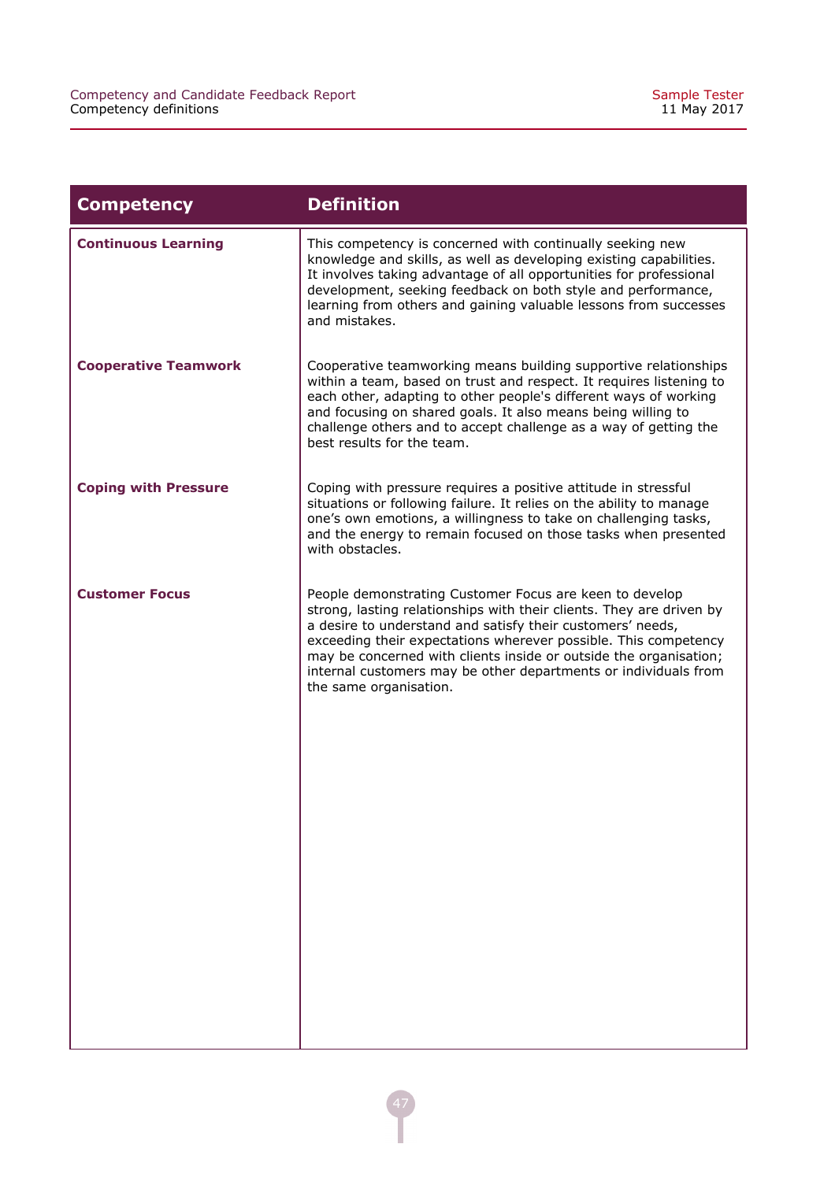| Competency | Definition |
|---|---|
| **Continuous Learning** | This competency is concerned with continually seeking new knowledge and skills, as well as developing existing capabilities. It involves taking advantage of all opportunities for professional development, seeking feedback on both style and performance, learning from others and gaining valuable lessons from successes and mistakes. |
| **Cooperative Teamwork** | Cooperative teamworking means building supportive relationships within a team, based on trust and respect. It requires listening to each other, adapting to other people's different ways of working and focusing on shared goals. It also means being willing to challenge others and to accept challenge as a way of getting the best results for the team. |
| **Coping with Pressure** | Coping with pressure requires a positive attitude in stressful situations or following failure. It relies on the ability to manage one's own emotions, a willingness to take on challenging tasks, and the energy to remain focused on those tasks when presented with obstacles. |
| **Customer Focus** | People demonstrating Customer Focus are keen to develop strong, lasting relationships with their clients. They are driven by a desire to understand and satisfy their customers' needs, exceeding their expectations wherever possible. This competency may be concerned with clients inside or outside the organisation; internal customers may be other departments or individuals from the same organisation. |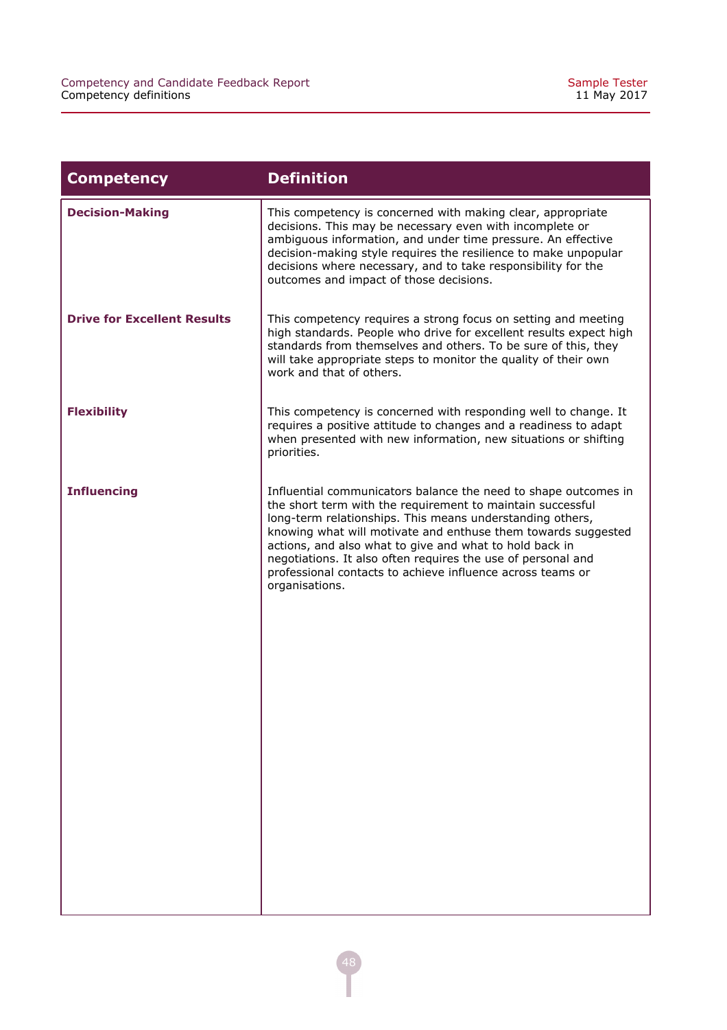| Competency | Definition |
|---|---|
| **Decision-Making** | This competency is concerned with making clear, appropriate decisions. This may be necessary even with incomplete or ambiguous information, and under time pressure. An effective decision-making style requires the resilience to make unpopular decisions where necessary, and to take responsibility for the outcomes and impact of those decisions. |
| **Drive for Excellent Results** | This competency requires a strong focus on setting and meeting high standards. People who drive for excellent results expect high standards from themselves and others. To be sure of this, they will take appropriate steps to monitor the quality of their own work and that of others. |
| **Flexibility** | This competency is concerned with responding well to change. It requires a positive attitude to changes and a readiness to adapt when presented with new information, new situations or shifting priorities. |
| **Influencing** | Influential communicators balance the need to shape outcomes in the short term with the requirement to maintain successful long-term relationships. This means understanding others, knowing what will motivate and enthuse them towards suggested actions, and also what to give and what to hold back in negotiations. It also often requires the use of personal and professional contacts to achieve influence across teams or organisations. |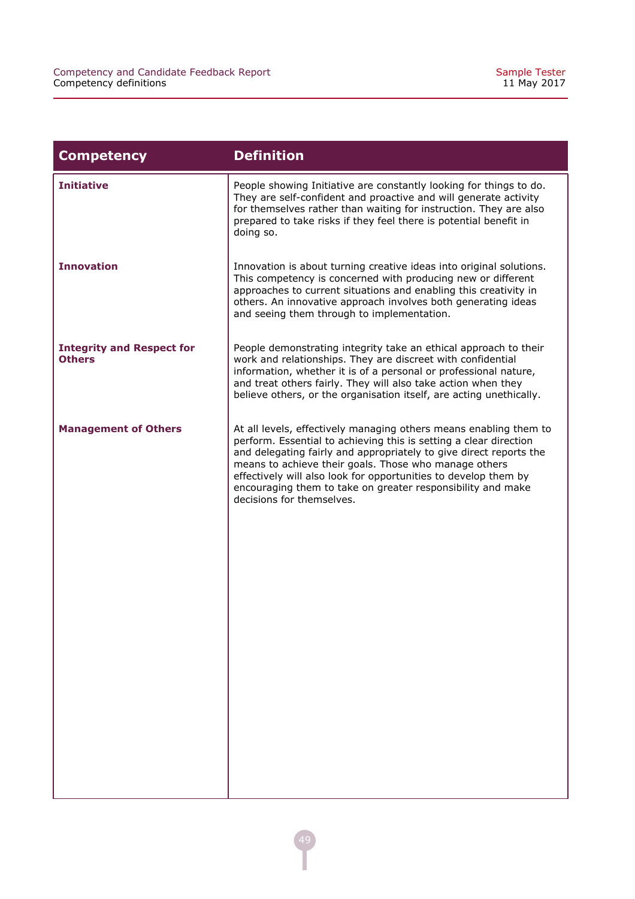| Competency | Definition |
| --- | --- |
| **Initiative** | People showing Initiative are constantly looking for things to do. They are self-confident and proactive and will generate activity for themselves rather than waiting for instruction. They are also prepared to take risks if they feel there is potential benefit in doing so. |
| **Innovation** | Innovation is about turning creative ideas into original solutions. This competency is concerned with producing new or different approaches to current situations and enabling this creativity in others. An innovative approach involves both generating ideas and seeing them through to implementation. |
| **Integrity and Respect for Others** | People demonstrating integrity take an ethical approach to their work and relationships. They are discreet with confidential information, whether it is of a personal or professional nature, and treat others fairly. They will also take action when they believe others, or the organisation itself, are acting unethically. |
| **Management of Others** | At all levels, effectively managing others means enabling them to perform. Essential to achieving this is setting a clear direction and delegating fairly and appropriately to give direct reports the means to achieve their goals. Those who manage others effectively will also look for opportunities to develop them by encouraging them to take on greater responsibility and make decisions for themselves. |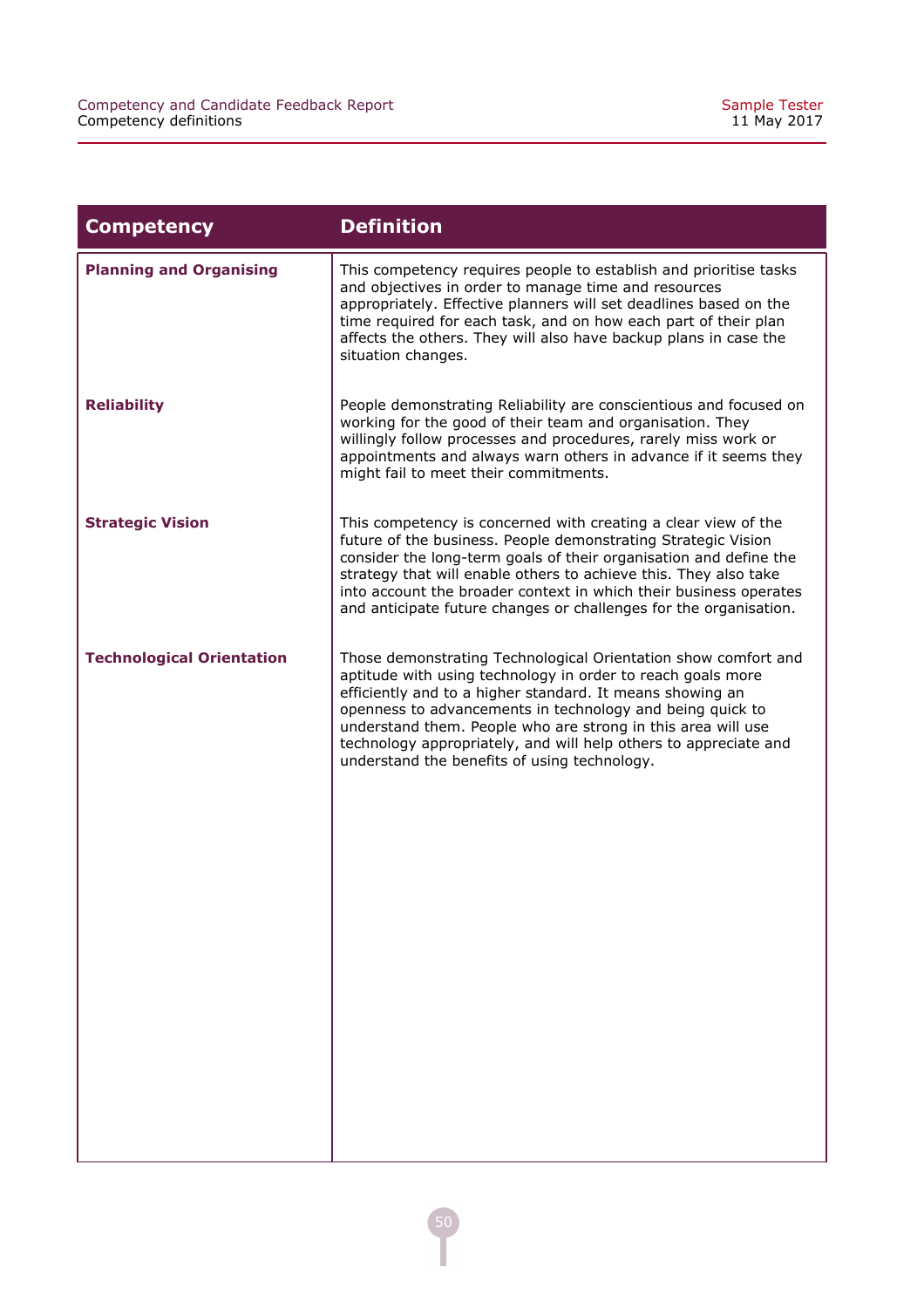| Competency | Definition |
| --- | --- |
| **Planning and Organising** | This competency requires people to establish and prioritise tasks and objectives in order to manage time and resources appropriately. Effective planners will set deadlines based on the time required for each task, and on how each part of their plan affects the others. They will also have backup plans in case the situation changes. |
| **Reliability** | People demonstrating Reliability are conscientious and focused on working for the good of their team and organisation. They willingly follow processes and procedures, rarely miss work or appointments and always warn others in advance if it seems they might fail to meet their commitments. |
| **Strategic Vision** | This competency is concerned with creating a clear view of the future of the business. People demonstrating Strategic Vision consider the long-term goals of their organisation and define the strategy that will enable others to achieve this. They also take into account the broader context in which their business operates and anticipate future changes or challenges for the organisation. |
| **Technological Orientation** | Those demonstrating Technological Orientation show comfort and aptitude with using technology in order to reach goals more efficiently and to a higher standard. It means showing an openness to advancements in technology and being quick to understand them. People who are strong in this area will use technology appropriately, and will help others to appreciate and understand the benefits of using technology. |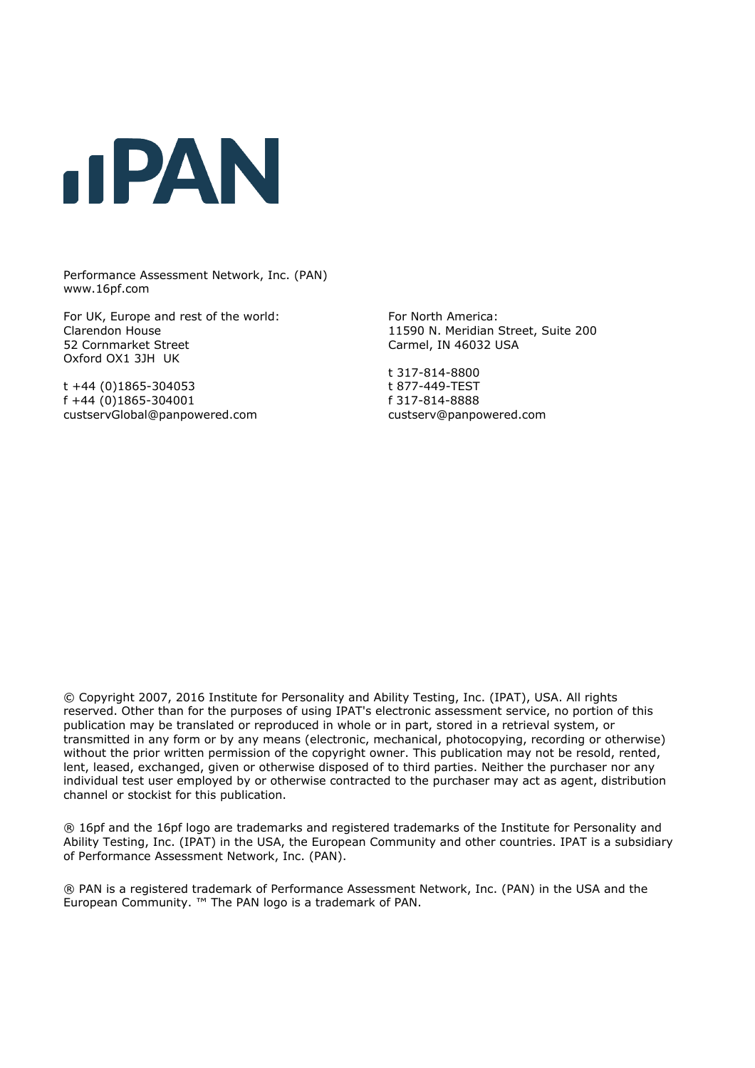PAN

Performance Assessment Network, Inc. (PAN)
www.16pf.com

For UK, Europe and rest of the world:
Clarendon House
52 Cornmarket Street
Oxford OX1 3JH UK

t +44 (0)1865-304053
f +44 (0)1865-304001
custservGlobal@panpowered.com

For North America:
11590 N. Meridian Street, Suite 200
Carmel, IN 46032 USA

t 317-814-8800
t 877-449-TEST
f 317-814-8888
custserv@panpowered.com

© Copyright 2007, 2016 Institute for Personality and Ability Testing, Inc. (IPAT), USA. All rights reserved. Other than for the purposes of using IPAT's electronic assessment service, no portion of this publication may be translated or reproduced in whole or in part, stored in a retrieval system, or transmitted in any form or by any means (electronic, mechanical, photocopying, recording or otherwise) without the prior written permission of the copyright owner. This publication may not be resold, rented, lent, leased, exchanged, given or otherwise disposed of to third parties. Neither the purchaser nor any individual test user employed by or otherwise contracted to the purchaser may act as agent, distribution channel or stockist for this publication.

® 16pf and the 16pf logo are trademarks and registered trademarks of the Institute for Personality and Ability Testing, Inc. (IPAT) in the USA, the European Community and other countries. IPAT is a subsidiary of Performance Assessment Network, Inc. (PAN).

® PAN is a registered trademark of Performance Assessment Network, Inc. (PAN) in the USA and the European Community. ™ The PAN logo is a trademark of PAN.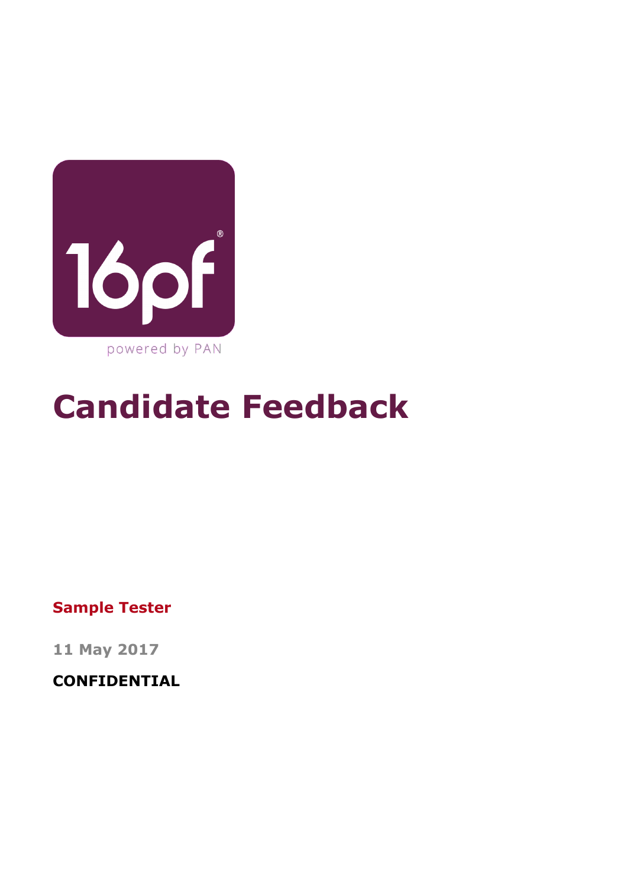16pf®

powered by PAN

# Candidate Feedback

**Sample Tester**

**11 May 2017**

**CONFIDENTIAL**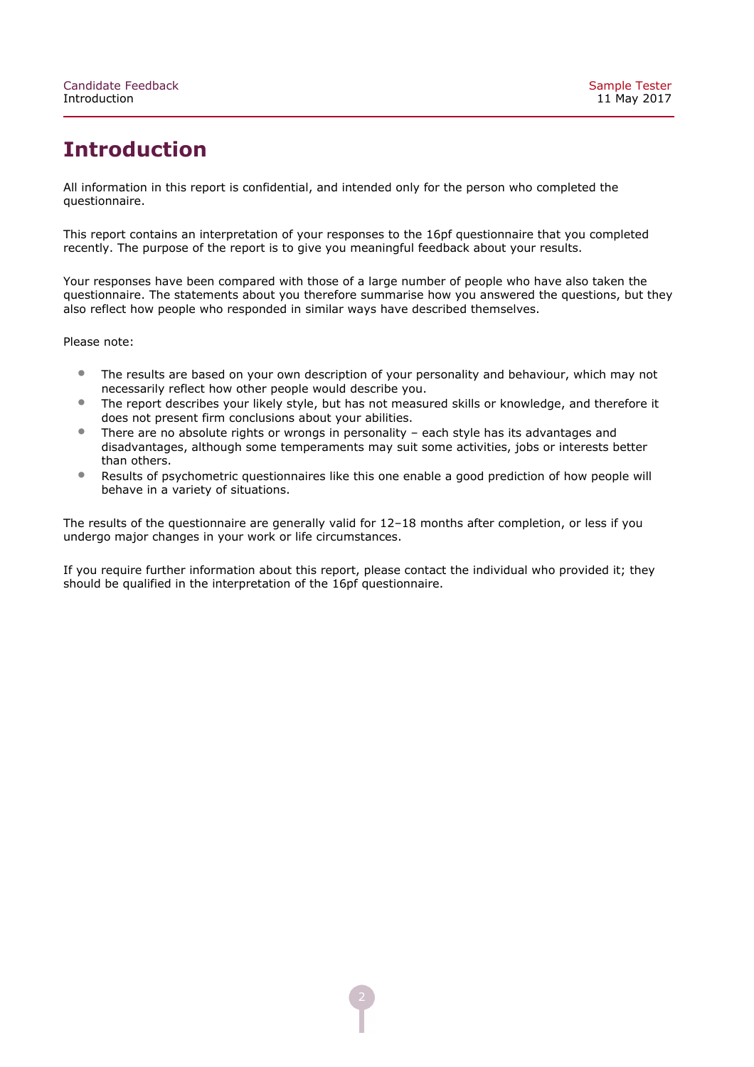# Introduction

All information in this report is confidential, and intended only for the person who completed the questionnaire.

This report contains an interpretation of your responses to the 16pf questionnaire that you completed recently. The purpose of the report is to give you meaningful feedback about your results.

Your responses have been compared with those of a large number of people who have also taken the questionnaire. The statements about you therefore summarise how you answered the questions, but they also reflect how people who responded in similar ways have described themselves.

Please note:

- The results are based on your own description of your personality and behaviour, which may not necessarily reflect how other people would describe you.
- The report describes your likely style, but has not measured skills or knowledge, and therefore it does not present firm conclusions about your abilities.
- There are no absolute rights or wrongs in personality – each style has its advantages and disadvantages, although some temperaments may suit some activities, jobs or interests better than others.
- Results of psychometric questionnaires like this one enable a good prediction of how people will behave in a variety of situations.

The results of the questionnaire are generally valid for 12–18 months after completion, or less if you undergo major changes in your work or life circumstances.

If you require further information about this report, please contact the individual who provided it; they should be qualified in the interpretation of the 16pf questionnaire.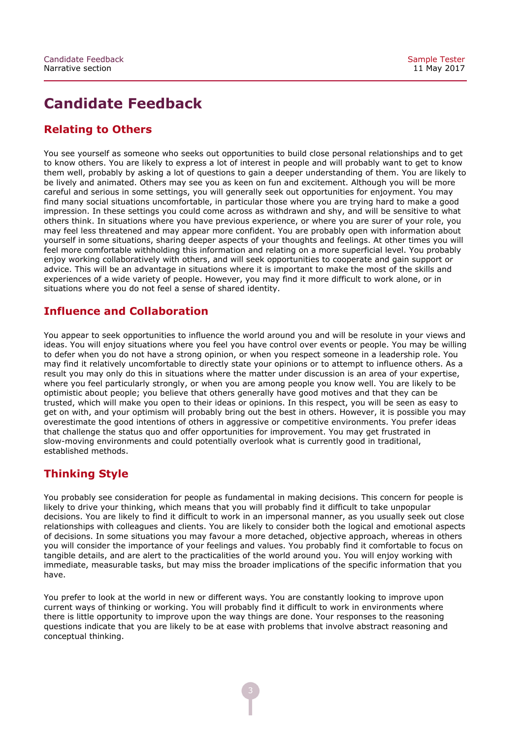# Candidate Feedback

## Relating to Others

You see yourself as someone who seeks out opportunities to build close personal relationships and to get to know others. You are likely to express a lot of interest in people and will probably want to get to know them well, probably by asking a lot of questions to gain a deeper understanding of them. You are likely to be lively and animated. Others may see you as keen on fun and excitement. Although you will be more careful and serious in some settings, you will generally seek out opportunities for enjoyment. You may find many social situations uncomfortable, in particular those where you are trying hard to make a good impression. In these settings you could come across as withdrawn and shy, and will be sensitive to what others think. In situations where you have previous experience, or where you are surer of your role, you may feel less threatened and may appear more confident. You are probably open with information about yourself in some situations, sharing deeper aspects of your thoughts and feelings. At other times you will feel more comfortable withholding this information and relating on a more superficial level. You probably enjoy working collaboratively with others, and will seek opportunities to cooperate and gain support or advice. This will be an advantage in situations where it is important to make the most of the skills and experiences of a wide variety of people. However, you may find it more difficult to work alone, or in situations where you do not feel a sense of shared identity.

## Influence and Collaboration

You appear to seek opportunities to influence the world around you and will be resolute in your views and ideas. You will enjoy situations where you feel you have control over events or people. You may be willing to defer when you do not have a strong opinion, or when you respect someone in a leadership role. You may find it relatively uncomfortable to directly state your opinions or to attempt to influence others. As a result you may only do this in situations where the matter under discussion is an area of your expertise, where you feel particularly strongly, or when you are among people you know well. You are likely to be optimistic about people; you believe that others generally have good motives and that they can be trusted, which will make you open to their ideas or opinions. In this respect, you will be seen as easy to get on with, and your optimism will probably bring out the best in others. However, it is possible you may overestimate the good intentions of others in aggressive or competitive environments. You prefer ideas that challenge the status quo and offer opportunities for improvement. You may get frustrated in slow-moving environments and could potentially overlook what is currently good in traditional, established methods.

## Thinking Style

You probably see consideration for people as fundamental in making decisions. This concern for people is likely to drive your thinking, which means that you will probably find it difficult to take unpopular decisions. You are likely to find it difficult to work in an impersonal manner, as you usually seek out close relationships with colleagues and clients. You are likely to consider both the logical and emotional aspects of decisions. In some situations you may favour a more detached, objective approach, whereas in others you will consider the importance of your feelings and values. You probably find it comfortable to focus on tangible details, and are alert to the practicalities of the world around you. You will enjoy working with immediate, measurable tasks, but may miss the broader implications of the specific information that you have.

You prefer to look at the world in new or different ways. You are constantly looking to improve upon current ways of thinking or working. You will probably find it difficult to work in environments where there is little opportunity to improve upon the way things are done. Your responses to the reasoning questions indicate that you are likely to be at ease with problems that involve abstract reasoning and conceptual thinking.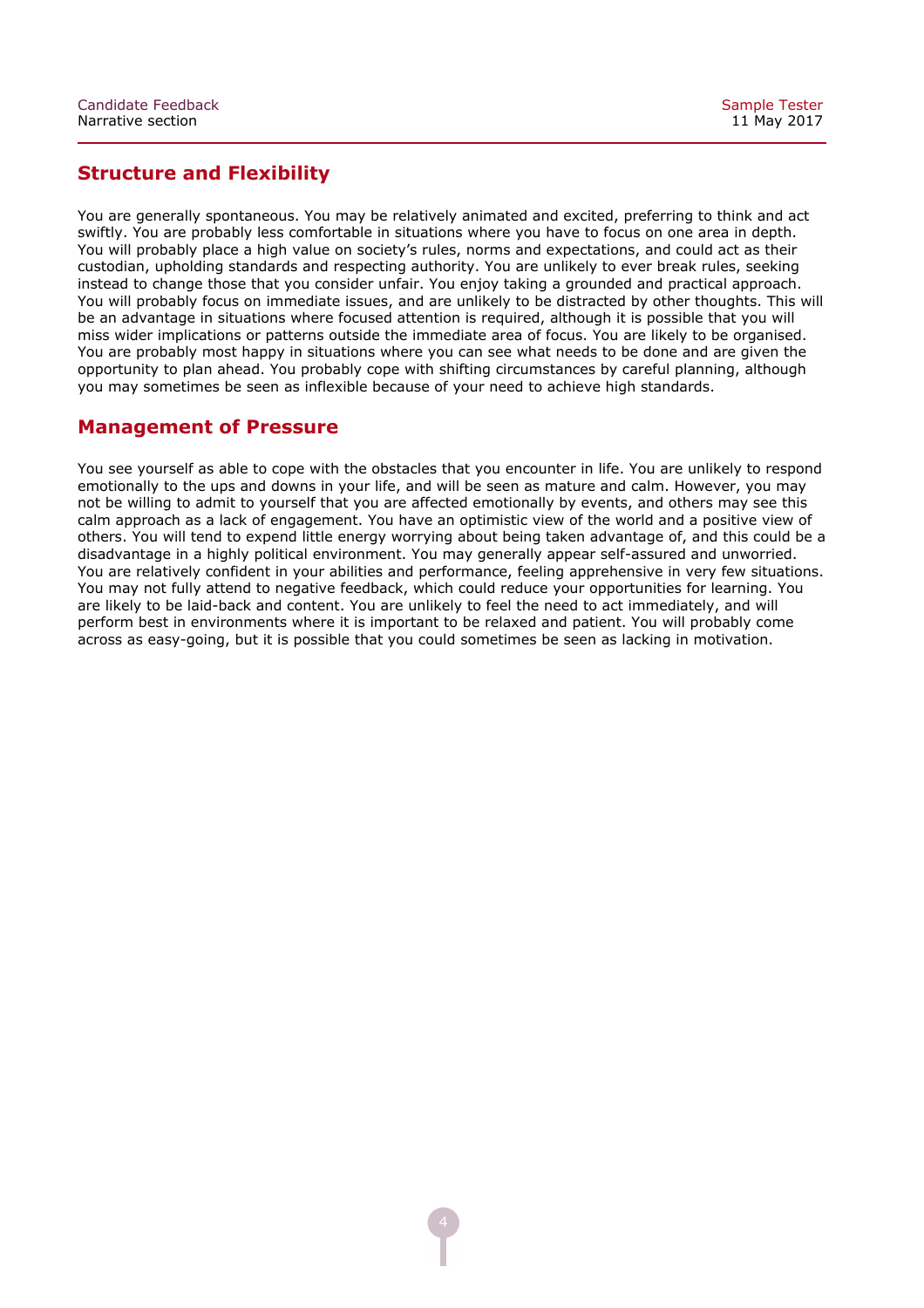## Structure and Flexibility

You are generally spontaneous. You may be relatively animated and excited, preferring to think and act swiftly. You are probably less comfortable in situations where you have to focus on one area in depth. You will probably place a high value on society's rules, norms and expectations, and could act as their custodian, upholding standards and respecting authority. You are unlikely to ever break rules, seeking instead to change those that you consider unfair. You enjoy taking a grounded and practical approach. You will probably focus on immediate issues, and are unlikely to be distracted by other thoughts. This will be an advantage in situations where focused attention is required, although it is possible that you will miss wider implications or patterns outside the immediate area of focus. You are likely to be organised. You are probably most happy in situations where you can see what needs to be done and are given the opportunity to plan ahead. You probably cope with shifting circumstances by careful planning, although you may sometimes be seen as inflexible because of your need to achieve high standards.

## Management of Pressure

You see yourself as able to cope with the obstacles that you encounter in life. You are unlikely to respond emotionally to the ups and downs in your life, and will be seen as mature and calm. However, you may not be willing to admit to yourself that you are affected emotionally by events, and others may see this calm approach as a lack of engagement. You have an optimistic view of the world and a positive view of others. You will tend to expend little energy worrying about being taken advantage of, and this could be a disadvantage in a highly political environment. You may generally appear self-assured and unworried. You are relatively confident in your abilities and performance, feeling apprehensive in very few situations. You may not fully attend to negative feedback, which could reduce your opportunities for learning. You are likely to be laid-back and content. You are unlikely to feel the need to act immediately, and will perform best in environments where it is important to be relaxed and patient. You will probably come across as easy-going, but it is possible that you could sometimes be seen as lacking in motivation.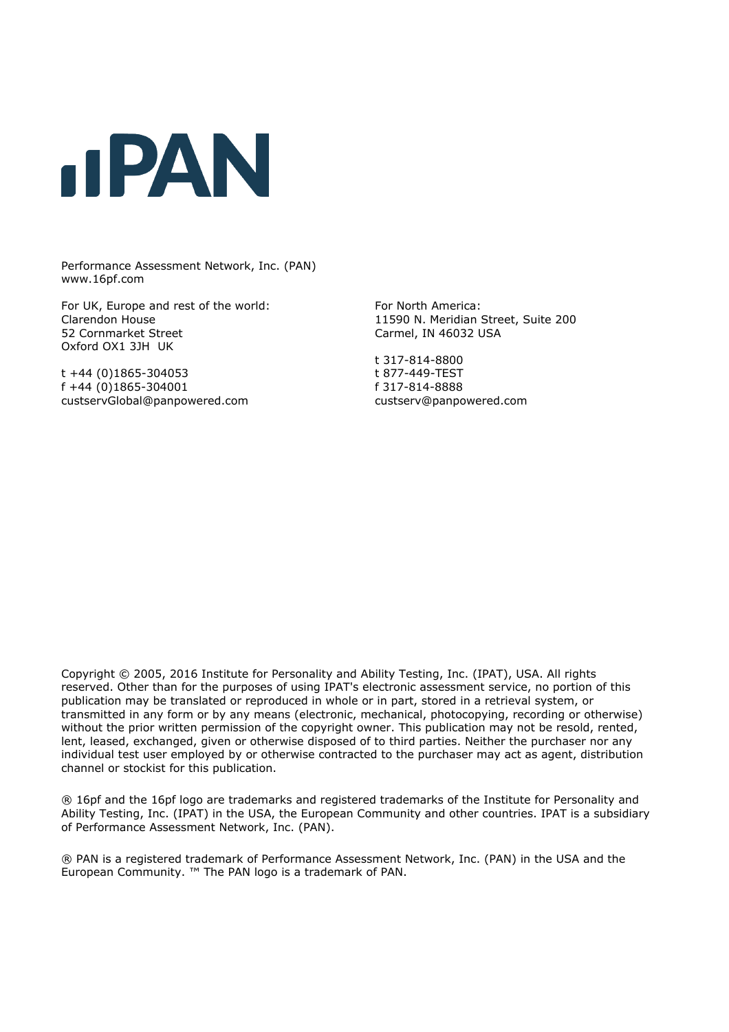PAN

Performance Assessment Network, Inc. (PAN)
www.16pf.com

For UK, Europe and rest of the world:
Clarendon House
52 Cornmarket Street
Oxford OX1 3JH UK

t +44 (0)1865-304053
f +44 (0)1865-304001
custservGlobal@panpowered.com

For North America:
11590 N. Meridian Street, Suite 200
Carmel, IN 46032 USA

t 317-814-8800
t 877-449-TEST
f 317-814-8888
custserv@panpowered.com

Copyright © 2005, 2016 Institute for Personality and Ability Testing, Inc. (IPAT), USA. All rights reserved. Other than for the purposes of using IPAT's electronic assessment service, no portion of this publication may be translated or reproduced in whole or in part, stored in a retrieval system, or transmitted in any form or by any means (electronic, mechanical, photocopying, recording or otherwise) without the prior written permission of the copyright owner. This publication may not be resold, rented, lent, leased, exchanged, given or otherwise disposed of to third parties. Neither the purchaser nor any individual test user employed by or otherwise contracted to the purchaser may act as agent, distribution channel or stockist for this publication.

® 16pf and the 16pf logo are trademarks and registered trademarks of the Institute for Personality and Ability Testing, Inc. (IPAT) in the USA, the European Community and other countries. IPAT is a subsidiary of Performance Assessment Network, Inc. (PAN).

® PAN is a registered trademark of Performance Assessment Network, Inc. (PAN) in the USA and the European Community. ™ The PAN logo is a trademark of PAN.